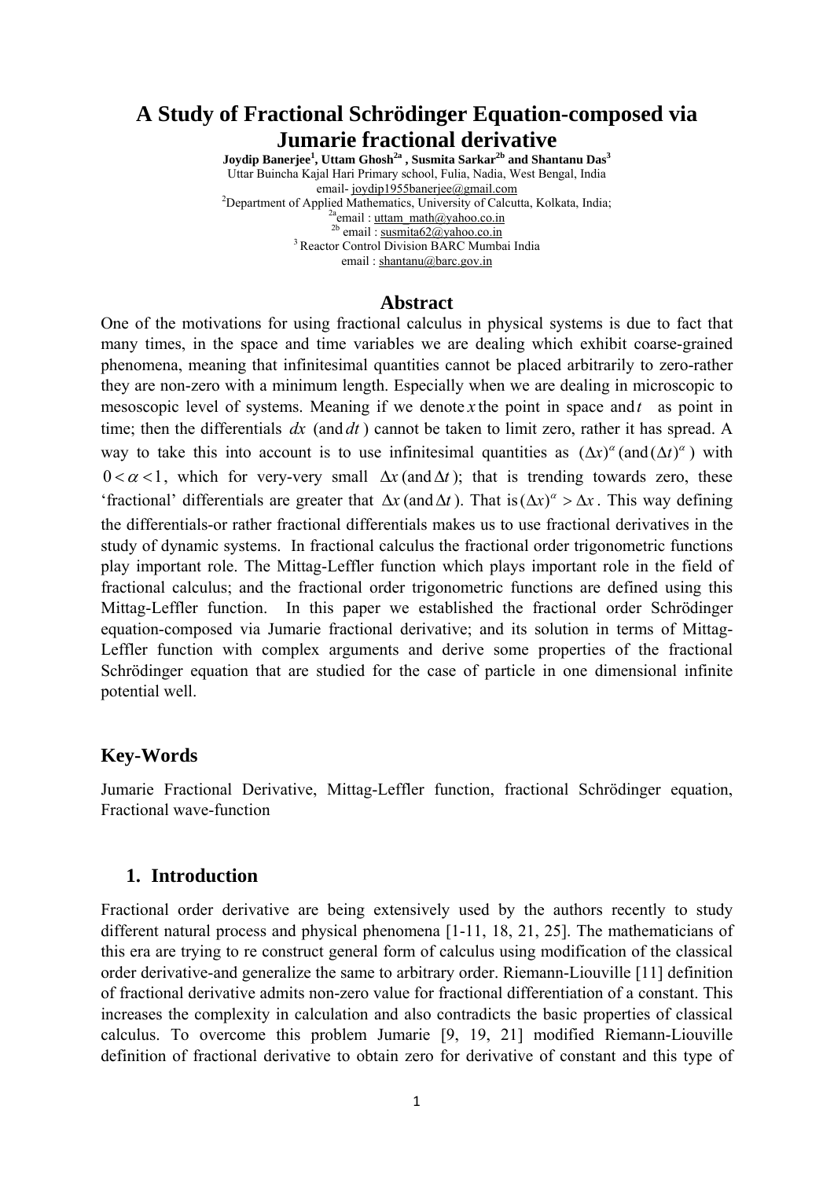# A Study of Fractional Schrödinger Equation-composed via Jumarie fractional derivative

**Joydip Banerjee[1], Uttam Ghosh[2a] , Susmita Sarkar[2b] and Shantanu Das[3]**

Uttar Buincha Kajal Hari Primary school, Fulia, Nadia, West Bengal, India

email- joydip1955banerjee@gmail.com

[2]Department of Applied Mathematics, University of Calcutta, Kolkata, India;

[2a]email : uttam_math@yahoo.co.in

[2b] email : susmita62@yahoo.co.in

[3] Reactor Control Division BARC Mumbai India

email : shantanu@barc.gov.in

## Abstract

One of the motivations for using fractional calculus in physical systems is due to fact that many times, in the space and time variables we are dealing which exhibit coarse-grained phenomena, meaning that infinitesimal quantities cannot be placed arbitrarily to zero-rather they are non-zero with a minimum length. Especially when we are dealing in microscopic to mesoscopic level of systems. Meaning if we denote $x$ the point in space and $t$ as point in time; then the differentials $dx$ (and $dt$) cannot be taken to limit zero, rather it has spread. A way to take this into account is to use infinitesimal quantities as $(\Delta x)^{\alpha}$ (and $(\Delta t)^{\alpha}$) with $0<\alpha<1$, which for very-very small $\Delta x$ (and $\Delta t$); that is trending towards zero, these 'fractional' differentials are greater that $\Delta x$ (and $\Delta t$). That is $(\Delta x)^{\alpha} > \Delta x$. This way defining the differentials-or rather fractional differentials makes us to use fractional derivatives in the study of dynamic systems. In fractional calculus the fractional order trigonometric functions play important role. The Mittag-Leffler function which plays important role in the field of fractional calculus; and the fractional order trigonometric functions are defined using this Mittag-Leffler function. In this paper we established the fractional order Schrödinger equation-composed via Jumarie fractional derivative; and its solution in terms of Mittag-Leffler function with complex arguments and derive some properties of the fractional Schrödinger equation that are studied for the case of particle in one dimensional infinite potential well.

## Key-Words

Jumarie Fractional Derivative, Mittag-Leffler function, fractional Schrödinger equation, Fractional wave-function

## 1. Introduction

Fractional order derivative are being extensively used by the authors recently to study different natural process and physical phenomena [1-11, 18, 21, 25]. The mathematicians of this era are trying to re construct general form of calculus using modification of the classical order derivative-and generalize the same to arbitrary order. Riemann-Liouville [11] definition of fractional derivative admits non-zero value for fractional differentiation of a constant. This increases the complexity in calculation and also contradicts the basic properties of classical calculus. To overcome this problem Jumarie [9, 19, 21] modified Riemann-Liouville definition of fractional derivative to obtain zero for derivative of constant and this type of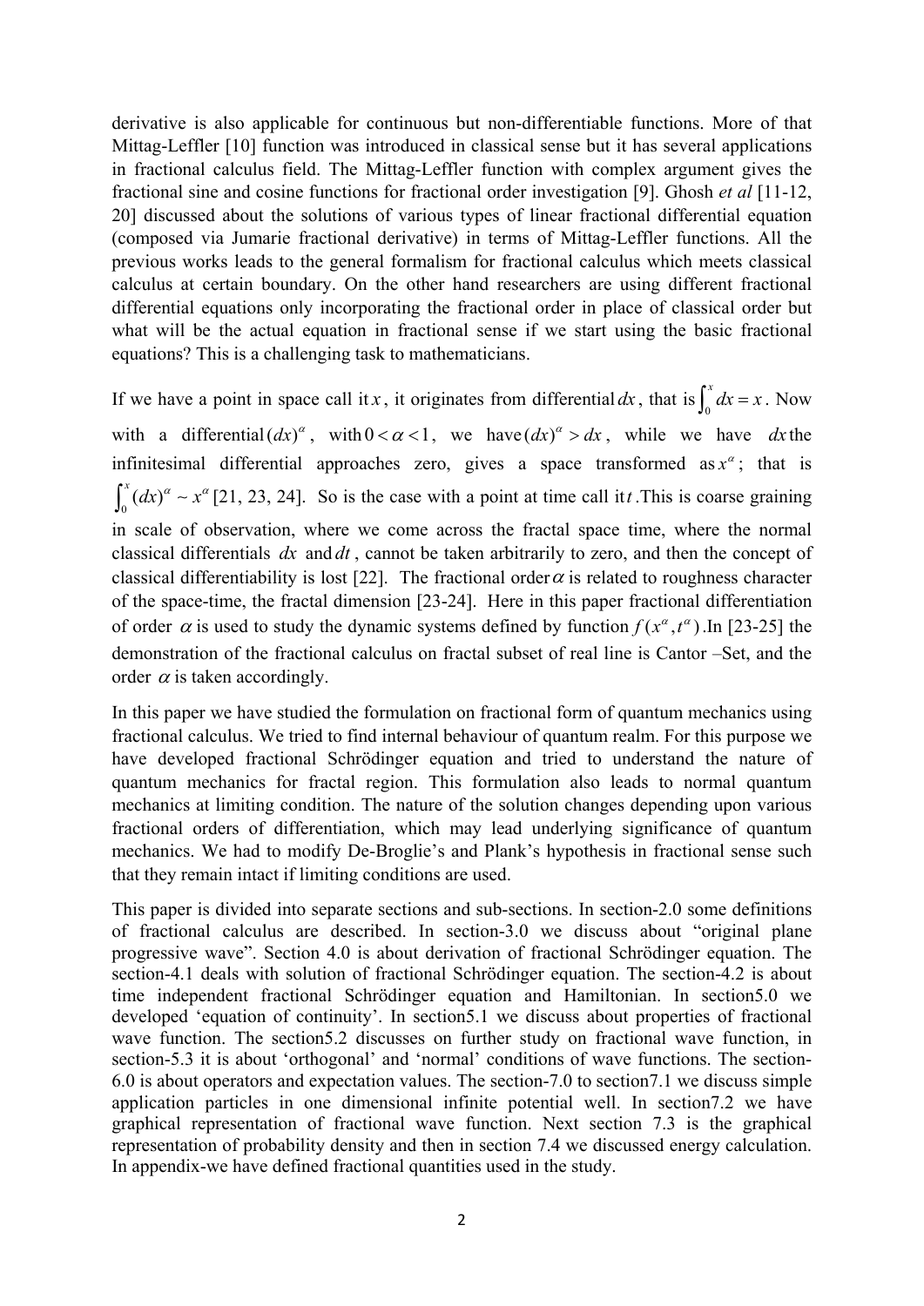derivative is also applicable for continuous but non-differentiable functions. More of that Mittag-Leffler [10] function was introduced in classical sense but it has several applications in fractional calculus field. The Mittag-Leffler function with complex argument gives the fractional sine and cosine functions for fractional order investigation [9]. Ghosh *et al* [11-12, 20] discussed about the solutions of various types of linear fractional differential equation (composed via Jumarie fractional derivative) in terms of Mittag-Leffler functions. All the previous works leads to the general formalism for fractional calculus which meets classical calculus at certain boundary. On the other hand researchers are using different fractional differential equations only incorporating the fractional order in place of classical order but what will be the actual equation in fractional sense if we start using the basic fractional equations? This is a challenging task to mathematicians.

If we have a point in space call it $x$, it originates from differential $dx$, that is $\int_0^x dx = x$. Now with a differential $(dx)^\alpha$, with $0 < \alpha < 1$, we have $(dx)^\alpha > dx$, while we have $dx$ the infinitesimal differential approaches zero, gives a space transformed as $x^\alpha$; that is $\int_0^x (dx)^\alpha \sim x^\alpha$ [21, 23, 24]. So is the case with a point at time call it $t$. This is coarse graining in scale of observation, where we come across the fractal space time, where the normal classical differentials $dx$ and $dt$, cannot be taken arbitrarily to zero, and then the concept of classical differentiability is lost [22]. The fractional order $\alpha$ is related to roughness character of the space-time, the fractal dimension [23-24]. Here in this paper fractional differentiation of order $\alpha$ is used to study the dynamic systems defined by function $f(x^\alpha, t^\alpha)$. In [23-25] the demonstration of the fractional calculus on fractal subset of real line is Cantor –Set, and the order $\alpha$ is taken accordingly.

In this paper we have studied the formulation on fractional form of quantum mechanics using fractional calculus. We tried to find internal behaviour of quantum realm. For this purpose we have developed fractional Schrödinger equation and tried to understand the nature of quantum mechanics for fractal region. This formulation also leads to normal quantum mechanics at limiting condition. The nature of the solution changes depending upon various fractional orders of differentiation, which may lead underlying significance of quantum mechanics. We had to modify De-Broglie's and Plank's hypothesis in fractional sense such that they remain intact if limiting conditions are used.

This paper is divided into separate sections and sub-sections. In section-2.0 some definitions of fractional calculus are described. In section-3.0 we discuss about "original plane progressive wave". Section 4.0 is about derivation of fractional Schrödinger equation. The section-4.1 deals with solution of fractional Schrödinger equation. The section-4.2 is about time independent fractional Schrödinger equation and Hamiltonian. In section5.0 we developed 'equation of continuity'. In section5.1 we discuss about properties of fractional wave function. The section5.2 discusses on further study on fractional wave function, in section-5.3 it is about 'orthogonal' and 'normal' conditions of wave functions. The section-6.0 is about operators and expectation values. The section-7.0 to section7.1 we discuss simple application particles in one dimensional infinite potential well. In section7.2 we have graphical representation of fractional wave function. Next section 7.3 is the graphical representation of probability density and then in section 7.4 we discussed energy calculation. In appendix-we have defined fractional quantities used in the study.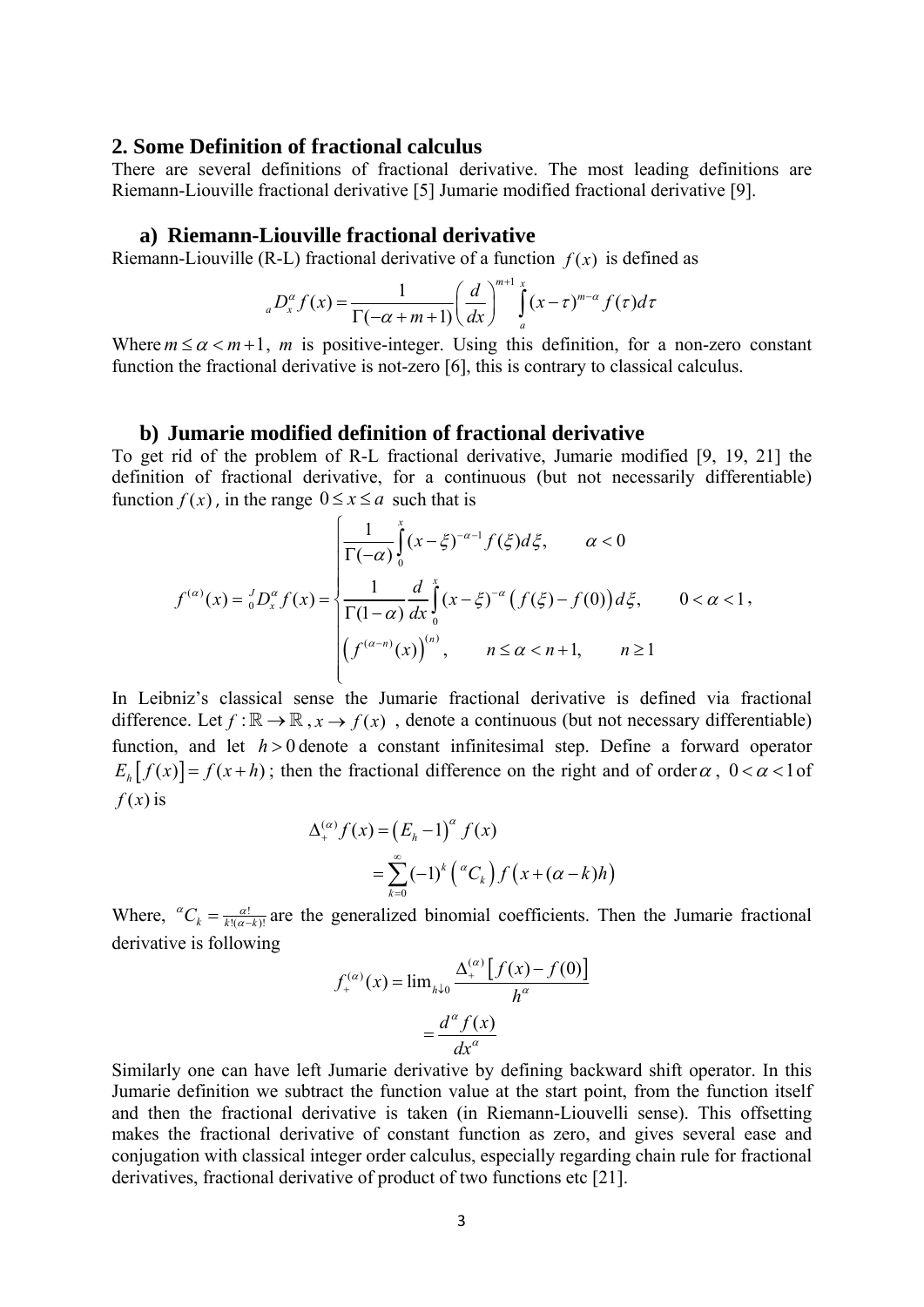## 2. Some Definition of fractional calculus

There are several definitions of fractional derivative. The most leading definitions are Riemann-Liouville fractional derivative [5] Jumarie modified fractional derivative [9].

### a) Riemann-Liouville fractional derivative

Riemann-Liouville (R-L) fractional derivative of a function $f(x)$ is defined as

$$ {}_aD_x^{\alpha} f(x) = \frac{1}{\Gamma(-\alpha + m + 1)} \left( \frac{d}{dx} \right)^{m+1} \int_a^x (x-\tau)^{m-\alpha} f(\tau) d\tau $$

Where $m \le \alpha < m+1$, $m$ is positive-integer. Using this definition, for a non-zero constant function the fractional derivative is not-zero [6], this is contrary to classical calculus.

### b) Jumarie modified definition of fractional derivative

To get rid of the problem of R-L fractional derivative, Jumarie modified [9, 19, 21] the definition of fractional derivative, for a continuous (but not necessarily differentiable) function $f(x)$, in the range $0 \le x \le a$ such that is

$$ f^{(\alpha)}(x) = {}_0^J D_x^{\alpha} f(x) = \begin{cases} \dfrac{1}{\Gamma(-\alpha)} \displaystyle\int_0^x (x-\xi)^{-\alpha-1} f(\xi) d\xi, & \alpha < 0 \\ \dfrac{1}{\Gamma(1-\alpha)} \dfrac{d}{dx} \displaystyle\int_0^x (x-\xi)^{-\alpha} \big( f(\xi) - f(0) \big) d\xi, & 0 < \alpha < 1 \\ \left( f^{(\alpha-n)}(x) \right)^{(n)}, \quad n \le \alpha < n+1, & n \ge 1 \end{cases} $$

In Leibniz's classical sense the Jumarie fractional derivative is defined via fractional difference. Let $f : \mathbb{R} \to \mathbb{R}$, $x \to f(x)$ , denote a continuous (but not necessary differentiable) function, and let $h > 0$ denote a constant infinitesimal step. Define a forward operator $E_h \left[ f(x) \right] = f(x+h)$; then the fractional difference on the right and of order $\alpha$, $0 < \alpha < 1$ of $f(x)$ is

$$ \begin{aligned} \Delta_+^{(\alpha)} f(x) &= \left( E_h - 1 \right)^{\alpha} f(x) \\ &= \sum_{k=0}^{\infty} (-1)^k \left( {}^{\alpha}C_k \right) f\left( x + (\alpha - k)h \right) \end{aligned} $$

Where, ${}^{\alpha}C_k = \frac{\alpha!}{k!(\alpha-k)!}$ are the generalized binomial coefficients. Then the Jumarie fractional derivative is following

$$ \begin{aligned} f_+^{(\alpha)}(x) &= \lim_{h \downarrow 0} \frac{\Delta_+^{(\alpha)} \left[ f(x) - f(0) \right]}{h^{\alpha}} \\ &= \frac{d^{\alpha} f(x)}{dx^{\alpha}} \end{aligned} $$

Similarly one can have left Jumarie derivative by defining backward shift operator. In this Jumarie definition we subtract the function value at the start point, from the function itself and then the fractional derivative is taken (in Riemann-Liouvelli sense). This offsetting makes the fractional derivative of constant function as zero, and gives several ease and conjugation with classical integer order calculus, especially regarding chain rule for fractional derivatives, fractional derivative of product of two functions etc [21].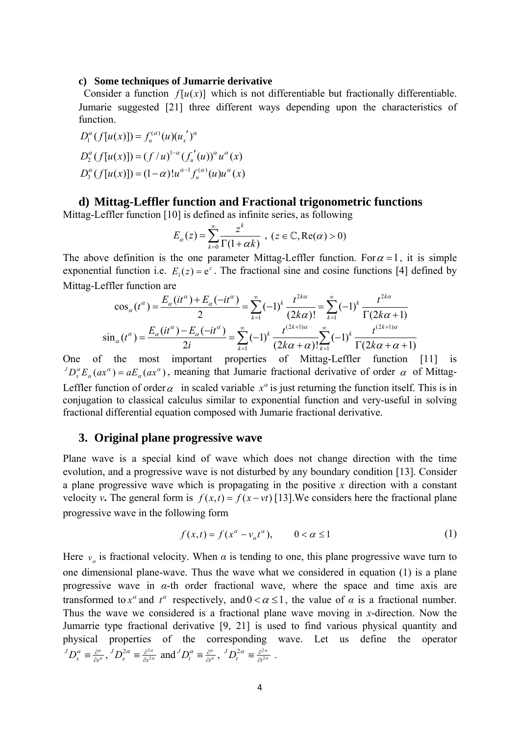#### c) Some techniques of Jumarrie derivative

Consider a function $f[u(x)]$ which is not differentiable but fractionally differentiable. Jumarie suggested [21] three different ways depending upon the characteristics of function.

$$D_1^\alpha(f[u(x)]) = f_u^{(\alpha)}(u)(u_x')^\alpha$$

$$D_2^\alpha(f[u(x)]) = (f/u)^{1-\alpha}(f_u'(u))^\alpha u^\alpha(x)$$

$$D_3^\alpha(f[u(x)]) = (1-\alpha)!u^{\alpha-1}f_u^{(\alpha)}(u)u^\alpha(x)$$

### d) Mittag-Leffler function and Fractional trigonometric functions

Mittag-Leffler function [10] is defined as infinite series, as following

$$E_\alpha(z) = \sum_{k=0}^{\infty} \frac{z^k}{\Gamma(1+\alpha k)}, \ (z \in \mathbb{C}, \mathrm{Re}(\alpha) > 0)$$

The above definition is the one parameter Mittag-Leffler function. For $\alpha = 1$, it is simple exponential function i.e. $E_1(z) = \mathrm{e}^z$. The fractional sine and cosine functions [4] defined by Mittag-Leffler function are

$$\cos_\alpha(t^\alpha) = \frac{E_\alpha(it^\alpha) + E_\alpha(-it^\alpha)}{2} = \sum_{k=1}^{\infty}(-1)^k \frac{t^{2k\alpha}}{(2k\alpha)!} = \sum_{k=1}^{\infty}(-1)^k \frac{t^{2k\alpha}}{\Gamma(2k\alpha+1)}$$

$$\sin_\alpha(t^\alpha) = \frac{E_\alpha(it^\alpha) - E_\alpha(-it^\alpha)}{2i} = \sum_{k=1}^{\infty}(-1)^k \frac{t^{(2k+1)\alpha}}{(2k\alpha+\alpha)!}\sum_{k=1}^{\infty}(-1)^k \frac{t^{(2k+1)\alpha}}{\Gamma(2k\alpha+\alpha+1)}$$

One of the most important properties of Mittag-Leffler function [11] is ${}^J D_x^\alpha E_\alpha(ax^\alpha) = aE_\alpha(ax^\alpha)$, meaning that Jumarie fractional derivative of order $\alpha$ of Mittag-Leffler function of order $\alpha$ in scaled variable $x^\alpha$ is just returning the function itself. This is in conjugation to classical calculus similar to exponential function and very-useful in solving fractional differential equation composed with Jumarie fractional derivative.

## 3. Original plane progressive wave

Plane wave is a special kind of wave which does not change direction with the time evolution, and a progressive wave is not disturbed by any boundary condition [13]. Consider a plane progressive wave which is propagating in the positive *x* direction with a constant velocity *v***.** The general form is $f(x,t) = f(x - vt)$ [13].We considers here the fractional plane progressive wave in the following form

$$f(x,t) = f(x^\alpha - v_\alpha t^\alpha), \qquad 0 < \alpha \le 1 \tag{1}$$

Here $v_\alpha$ is fractional velocity. When *α* is tending to one, this plane progressive wave turn to one dimensional plane-wave. Thus the wave what we considered in equation (1) is a plane progressive wave in *α*-th order fractional wave, where the space and time axis are transformed to $x^\alpha$ and $t^\alpha$ respectively, and $0 < \alpha \le 1$, the value of *α* is a fractional number. Thus the wave we considered is a fractional plane wave moving in *x*-direction. Now the Jumarrie type fractional derivative [9, 21] is used to find various physical quantity and physical properties of the corresponding wave. Let us define the operator ${}^J D_x^\alpha \equiv \frac{\partial^\alpha}{\partial x^\alpha}$, ${}^J D_x^{2\alpha} \equiv \frac{\partial^{2\alpha}}{\partial x^{2\alpha}}$ and ${}^J D_t^\alpha \equiv \frac{\partial^\alpha}{\partial t^\alpha}$, ${}^J D_t^{2\alpha} \equiv \frac{\partial^{2\alpha}}{\partial t^{2\alpha}}$.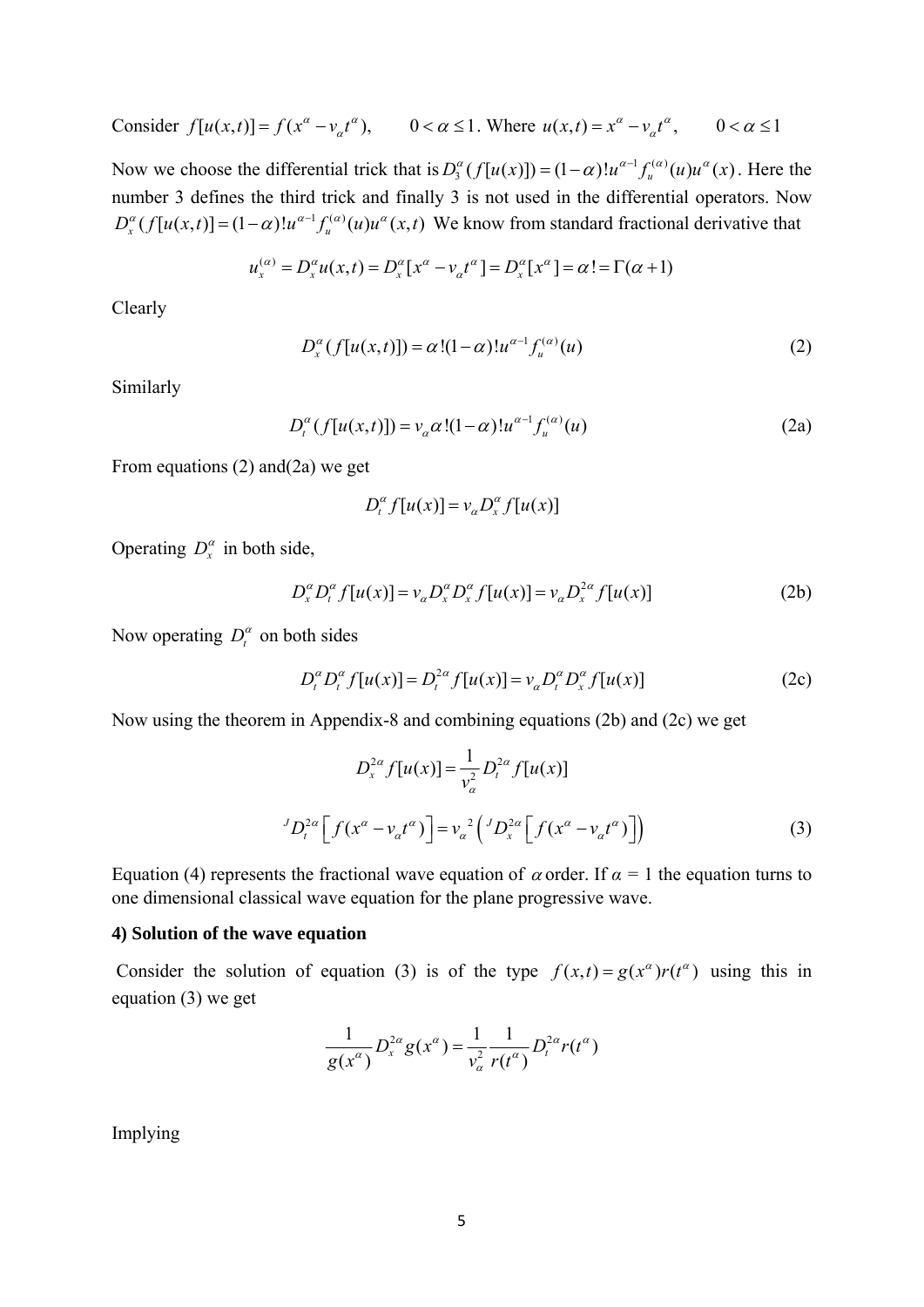Consider $f[u(x,t)] = f(x^{\alpha} - v_{\alpha}t^{\alpha}), \qquad 0 < \alpha \le 1$. Where $u(x,t) = x^{\alpha} - v_{\alpha}t^{\alpha}, \qquad 0 < \alpha \le 1$

Now we choose the differential trick that is $D_3^{\alpha}(f[u(x)]) = (1-\alpha)!u^{\alpha-1}f_u^{(\alpha)}(u)u^{\alpha}(x)$. Here the number 3 defines the third trick and finally 3 is not used in the differential operators. Now $D_x^{\alpha}(f[u(x,t)] = (1-\alpha)!u^{\alpha-1}f_u^{(\alpha)}(u)u^{\alpha}(x,t)$ We know from standard fractional derivative that

$$u_x^{(\alpha)} = D_x^{\alpha}u(x,t) = D_x^{\alpha}[x^{\alpha} - v_{\alpha}t^{\alpha}] = D_x^{\alpha}[x^{\alpha}] = \alpha! = \Gamma(\alpha+1)$$

Clearly

$$D_x^{\alpha}(f[u(x,t)]) = \alpha!(1-\alpha)!u^{\alpha-1}f_u^{(\alpha)}(u) \tag{2}$$

Similarly

$$D_t^{\alpha}(f[u(x,t)]) = v_{\alpha}\alpha!(1-\alpha)!u^{\alpha-1}f_u^{(\alpha)}(u) \tag{2a}$$

From equations (2) and(2a) we get

$$D_t^{\alpha}f[u(x)] = v_{\alpha}D_x^{\alpha}f[u(x)]$$

Operating $D_x^{\alpha}$ in both side,

$$D_x^{\alpha}D_t^{\alpha}f[u(x)] = v_{\alpha}D_x^{\alpha}D_x^{\alpha}f[u(x)] = v_{\alpha}D_x^{2\alpha}f[u(x)] \tag{2b}$$

Now operating $D_t^{\alpha}$ on both sides

$$D_t^{\alpha}D_t^{\alpha}f[u(x)] = D_t^{2\alpha}f[u(x)] = v_{\alpha}D_t^{\alpha}D_x^{\alpha}f[u(x)] \tag{2c}$$

Now using the theorem in Appendix-8 and combining equations (2b) and (2c) we get

$$D_x^{2\alpha}f[u(x)] = \frac{1}{v_{\alpha}^2}D_t^{2\alpha}f[u(x)]$$

$${}^{J}D_t^{2\alpha}\left[f(x^{\alpha} - v_{\alpha}t^{\alpha})\right] = v_{\alpha}{}^{2}\left({}^{J}D_x^{2\alpha}\left[f(x^{\alpha} - v_{\alpha}t^{\alpha})\right]\right) \tag{3}$$

Equation (4) represents the fractional wave equation of $\alpha$ order. If $\alpha = 1$ the equation turns to one dimensional classical wave equation for the plane progressive wave.

### 4) Solution of the wave equation

Consider the solution of equation (3) is of the type $f(x,t) = g(x^{\alpha})r(t^{\alpha})$ using this in equation (3) we get

$$\frac{1}{g(x^{\alpha})}D_x^{2\alpha}g(x^{\alpha}) = \frac{1}{v_{\alpha}^2}\frac{1}{r(t^{\alpha})}D_t^{2\alpha}r(t^{\alpha})$$

Implying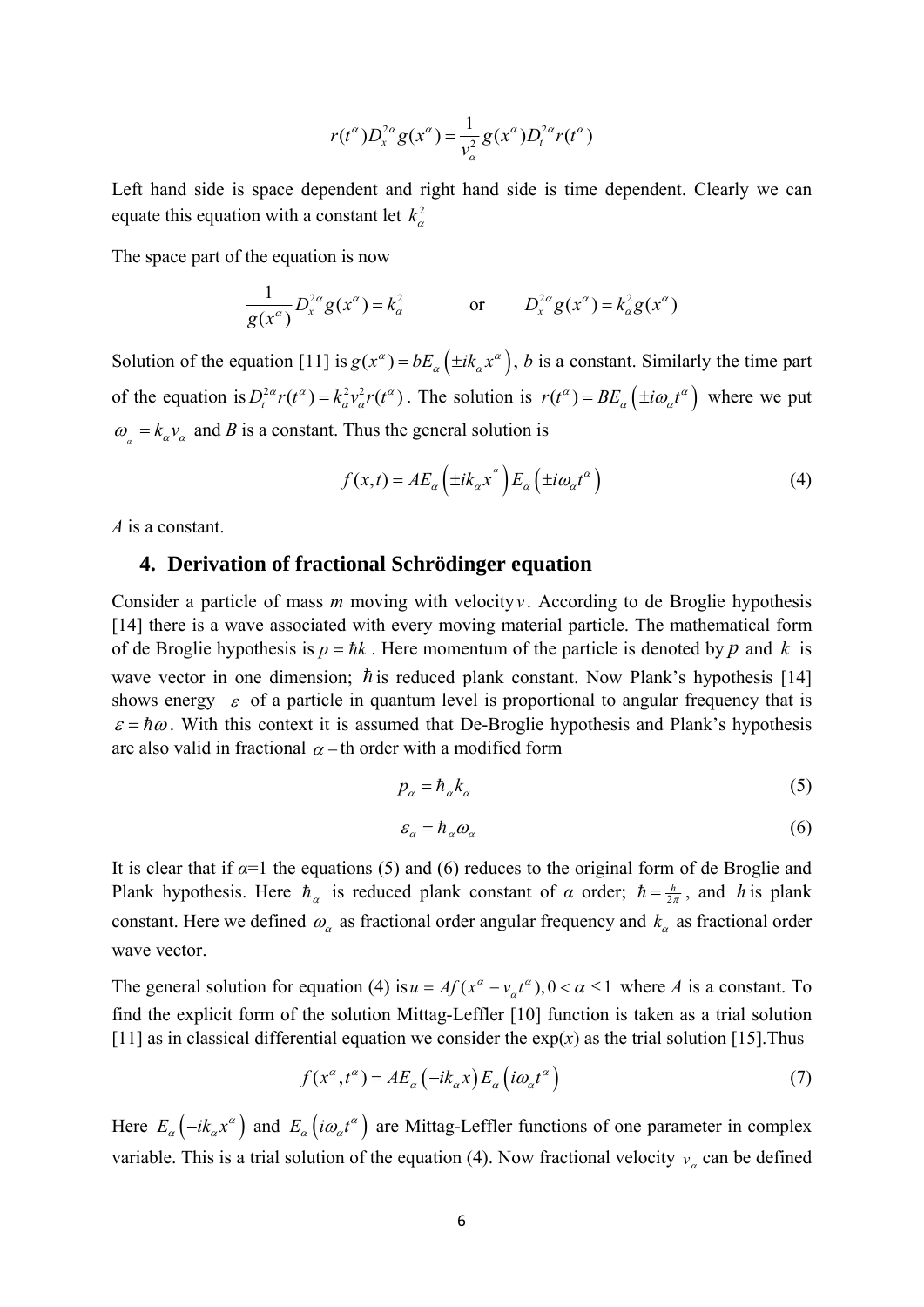$$r(t^\alpha) D_x^{2\alpha} g(x^\alpha) = \frac{1}{v_\alpha^2} g(x^\alpha) D_t^{2\alpha} r(t^\alpha)$$

Left hand side is space dependent and right hand side is time dependent. Clearly we can equate this equation with a constant let $k_\alpha^2$

The space part of the equation is now

$$\frac{1}{g(x^\alpha)} D_x^{2\alpha} g(x^\alpha) = k_\alpha^2 \qquad \text{or} \qquad D_x^{2\alpha} g(x^\alpha) = k_\alpha^2 g(x^\alpha)$$

Solution of the equation [11] is $g(x^\alpha) = bE_\alpha\left(\pm ik_\alpha x^\alpha\right)$, $b$ is a constant. Similarly the time part of the equation is $D_t^{2\alpha} r(t^\alpha) = k_\alpha^2 v_\alpha^2 r(t^\alpha)$. The solution is $r(t^\alpha) = BE_\alpha\left(\pm i\omega_\alpha t^\alpha\right)$ where we put $\omega_\alpha = k_\alpha v_\alpha$ and $B$ is a constant. Thus the general solution is

$$f(x,t) = AE_\alpha\left(\pm ik_\alpha x^\alpha\right) E_\alpha\left(\pm i\omega_\alpha t^\alpha\right) \tag{4}$$

$A$ is a constant.

## 4. Derivation of fractional Schrödinger equation

Consider a particle of mass $m$ moving with velocity $v$. According to de Broglie hypothesis [14] there is a wave associated with every moving material particle. The mathematical form of de Broglie hypothesis is $p = \hbar k$. Here momentum of the particle is denoted by $p$ and $k$ is wave vector in one dimension; $\hbar$ is reduced plank constant. Now Plank's hypothesis [14] shows energy $\varepsilon$ of a particle in quantum level is proportional to angular frequency that is $\varepsilon = \hbar\omega$. With this context it is assumed that De-Broglie hypothesis and Plank's hypothesis are also valid in fractional $\alpha$ – th order with a modified form

$$p_\alpha = \hbar_\alpha k_\alpha \tag{5}$$

$$\varepsilon_\alpha = \hbar_\alpha \omega_\alpha \tag{6}$$

It is clear that if $\alpha$=1 the equations (5) and (6) reduces to the original form of de Broglie and Plank hypothesis. Here $\hbar_\alpha$ is reduced plank constant of $\alpha$ order; $\hbar = \frac{h}{2\pi}$, and $h$ is plank constant. Here we defined $\omega_\alpha$ as fractional order angular frequency and $k_\alpha$ as fractional order wave vector.

The general solution for equation (4) is $u = Af(x^\alpha - v_\alpha t^\alpha), 0 < \alpha \le 1$ where $A$ is a constant. To find the explicit form of the solution Mittag-Leffler [10] function is taken as a trial solution [11] as in classical differential equation we consider the exp($x$) as the trial solution [15].Thus

$$f(x^\alpha, t^\alpha) = AE_\alpha\left(-ik_\alpha x\right) E_\alpha\left(i\omega_\alpha t^\alpha\right) \tag{7}$$

Here $E_\alpha\left(-ik_\alpha x^\alpha\right)$ and $E_\alpha\left(i\omega_\alpha t^\alpha\right)$ are Mittag-Leffler functions of one parameter in complex variable. This is a trial solution of the equation (4). Now fractional velocity $v_\alpha$ can be defined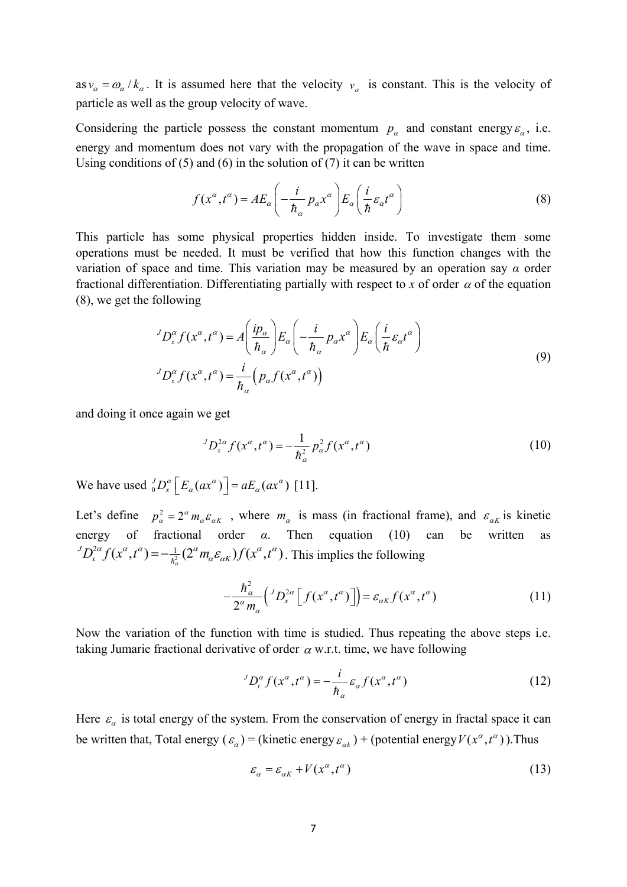as $v_\alpha = \omega_\alpha / k_\alpha$. It is assumed here that the velocity $v_\alpha$ is constant. This is the velocity of particle as well as the group velocity of wave.

Considering the particle possess the constant momentum $p_\alpha$ and constant energy $\varepsilon_\alpha$, i.e. energy and momentum does not vary with the propagation of the wave in space and time. Using conditions of (5) and (6) in the solution of (7) it can be written

$$f(x^\alpha, t^\alpha) = AE_\alpha\left(-\frac{i}{\hbar_\alpha} p_\alpha x^\alpha\right) E_\alpha\left(\frac{i}{\hbar}\varepsilon_\alpha t^\alpha\right) \tag{8}$$

This particle has some physical properties hidden inside. To investigate them some operations must be needed. It must be verified that how this function changes with the variation of space and time. This variation may be measured by an operation say *α* order fractional differentiation. Differentiating partially with respect to *x* of order $\alpha$ of the equation (8), we get the following

$$\begin{aligned} {}^J D_x^\alpha f(x^\alpha, t^\alpha) &= A\left(\frac{ip_\alpha}{\hbar_\alpha}\right) E_\alpha\left(-\frac{i}{\hbar_\alpha} p_\alpha x^\alpha\right) E_\alpha\left(\frac{i}{\hbar}\varepsilon_\alpha t^\alpha\right) \\ {}^J D_x^\alpha f(x^\alpha, t^\alpha) &= \frac{i}{\hbar_\alpha}\left(p_\alpha f(x^\alpha, t^\alpha)\right) \end{aligned} \tag{9}$$

and doing it once again we get

$${}^J D_x^{2\alpha} f(x^\alpha, t^\alpha) = -\frac{1}{\hbar_\alpha^2} p_\alpha^2 f(x^\alpha, t^\alpha) \tag{10}$$

We have used ${}_0^J D_x^\alpha\left[E_\alpha(ax^\alpha)\right] = aE_\alpha(ax^\alpha)$ [11].

Let's define $p_\alpha^2 = 2^\alpha m_\alpha \varepsilon_{\alpha K}$, where $m_\alpha$ is mass (in fractional frame), and $\varepsilon_{\alpha K}$ is kinetic energy of fractional order *α*. Then equation (10) can be written as ${}^J D_x^{2\alpha} f(x^\alpha, t^\alpha) = -\frac{1}{\hbar_\alpha^2}(2^\alpha m_\alpha \varepsilon_{\alpha K}) f(x^\alpha, t^\alpha)$. This implies the following

$$-\frac{\hbar_\alpha^2}{2^\alpha m_\alpha}\left({}^J D_x^{2\alpha}\left[f(x^\alpha, t^\alpha)\right]\right) = \varepsilon_{\alpha K} f(x^\alpha, t^\alpha) \tag{11}$$

Now the variation of the function with time is studied. Thus repeating the above steps i.e. taking Jumarie fractional derivative of order $\alpha$ w.r.t. time, we have following

$${}^J D_t^\alpha f(x^\alpha, t^\alpha) = -\frac{i}{\hbar_\alpha}\varepsilon_\alpha f(x^\alpha, t^\alpha) \tag{12}$$

Here $\varepsilon_\alpha$ is total energy of the system. From the conservation of energy in fractal space it can be written that, Total energy ($\varepsilon_\alpha$) = (kinetic energy $\varepsilon_{\alpha k}$) + (potential energy $V(x^\alpha, t^\alpha)$).Thus

$$\varepsilon_\alpha = \varepsilon_{\alpha K} + V(x^\alpha, t^\alpha) \tag{13}$$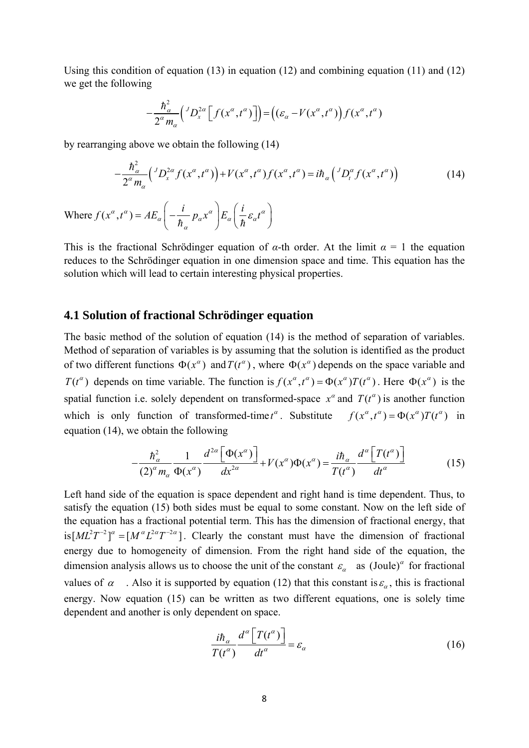Using this condition of equation (13) in equation (12) and combining equation (11) and (12) we get the following

$$-\frac{\hbar_\alpha^2}{2^\alpha m_\alpha}\left({}^J D_x^{2\alpha}\left[f(x^\alpha,t^\alpha)\right]\right)=\left((\varepsilon_\alpha - V(x^\alpha,t^\alpha)\right)f(x^\alpha,t^\alpha)$$

by rearranging above we obtain the following (14)

$$-\frac{\hbar_\alpha^2}{2^\alpha m_\alpha}\left({}^J D_x^{2\alpha} f(x^\alpha,t^\alpha)\right)+V(x^\alpha,t^\alpha)f(x^\alpha,t^\alpha)=i\hbar_\alpha\left({}^J D_t^{\alpha} f(x^\alpha,t^\alpha)\right) \tag{14}$$

Where $f(x^\alpha,t^\alpha)=AE_\alpha\left(-\frac{i}{\hbar_\alpha}p_\alpha x^\alpha\right)E_\alpha\left(\frac{i}{\hbar}\varepsilon_\alpha t^\alpha\right)$

This is the fractional Schrödinger equation of α-th order. At the limit α = 1 the equation reduces to the Schrödinger equation in one dimension space and time. This equation has the solution which will lead to certain interesting physical properties.

## 4.1 Solution of fractional Schrödinger equation

The basic method of the solution of equation (14) is the method of separation of variables. Method of separation of variables is by assuming that the solution is identified as the product of two different functions $\Phi(x^\alpha)$ and $T(t^\alpha)$, where $\Phi(x^\alpha)$ depends on the space variable and $T(t^\alpha)$ depends on time variable. The function is $f(x^\alpha,t^\alpha)=\Phi(x^\alpha)T(t^\alpha)$. Here $\Phi(x^\alpha)$ is the spatial function i.e. solely dependent on transformed-space $x^\alpha$ and $T(t^\alpha)$ is another function which is only function of transformed-time $t^\alpha$. Substitute $f(x^\alpha,t^\alpha)=\Phi(x^\alpha)T(t^\alpha)$ in equation (14), we obtain the following

$$-\frac{\hbar_\alpha^2}{(2)^\alpha m_\alpha}\frac{1}{\Phi(x^\alpha)}\frac{d^{2\alpha}\left[\Phi(x^\alpha)\right]}{dx^{2\alpha}}+V(x^\alpha)\Phi(x^\alpha)=\frac{i\hbar_\alpha}{T(t^\alpha)}\frac{d^\alpha\left[T(t^\alpha)\right]}{dt^\alpha} \tag{15}$$

Left hand side of the equation is space dependent and right hand is time dependent. Thus, to satisfy the equation (15) both sides must be equal to some constant. Now on the left side of the equation has a fractional potential term. This has the dimension of fractional energy, that is $[ML^2T^{-2}]^\alpha=[M^\alpha L^{2\alpha}T^{-2\alpha}]$. Clearly the constant must have the dimension of fractional energy due to homogeneity of dimension. From the right hand side of the equation, the dimension analysis allows us to choose the unit of the constant $\varepsilon_\alpha$ as $(\text{Joule})^\alpha$ for fractional values of $\alpha$. Also it is supported by equation (12) that this constant is $\varepsilon_\alpha$, this is fractional energy. Now equation (15) can be written as two different equations, one is solely time dependent and another is only dependent on space.

$$\frac{i\hbar_\alpha}{T(t^\alpha)}\frac{d^\alpha\left[T(t^\alpha)\right]}{dt^\alpha}=\varepsilon_\alpha \tag{16}$$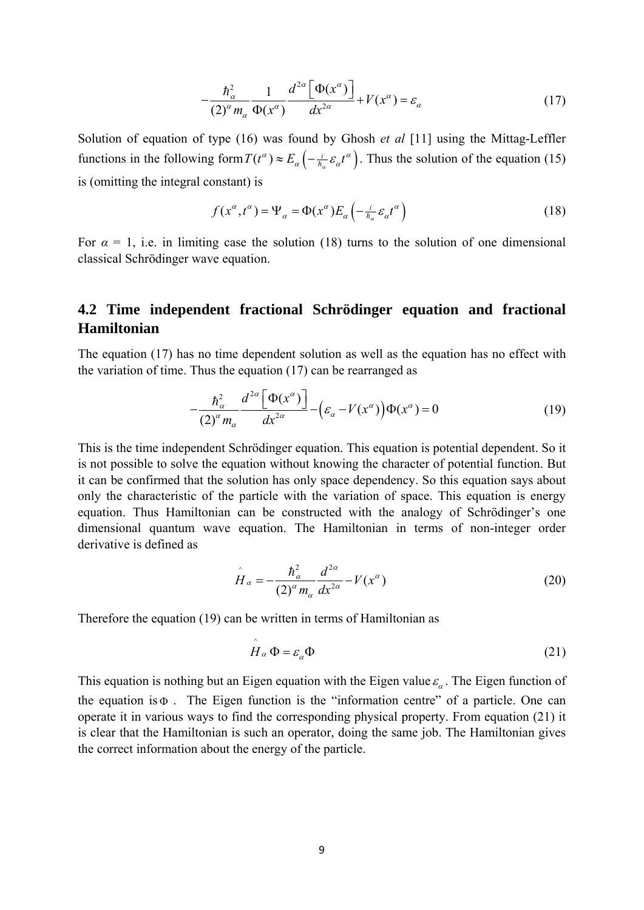$$-\frac{\hbar_\alpha^2}{(2)^\alpha m_\alpha}\frac{1}{\Phi(x^\alpha)}\frac{d^{2\alpha}\left[\Phi(x^\alpha)\right]}{dx^{2\alpha}}+V(x^\alpha)=\varepsilon_\alpha \tag{17}$$

Solution of equation of type (16) was found by Ghosh *et al* [11] using the Mittag-Leffler functions in the following form $T(t^\alpha) \approx E_\alpha\left(-\frac{i}{\hbar_\alpha}\varepsilon_\alpha t^\alpha\right)$. Thus the solution of the equation (15) is (omitting the integral constant) is

$$f(x^\alpha,t^\alpha)=\Psi_\alpha=\Phi(x^\alpha)E_\alpha\left(-\frac{i}{\hbar_\alpha}\varepsilon_\alpha t^\alpha\right) \tag{18}$$

For $\alpha = 1$, i.e. in limiting case the solution (18) turns to the solution of one dimensional classical Schrödinger wave equation.

## 4.2 Time independent fractional Schrödinger equation and fractional Hamiltonian

The equation (17) has no time dependent solution as well as the equation has no effect with the variation of time. Thus the equation (17) can be rearranged as

$$-\frac{\hbar_\alpha^2}{(2)^\alpha m_\alpha}\frac{d^{2\alpha}\left[\Phi(x^\alpha)\right]}{dx^{2\alpha}}-\left(\varepsilon_\alpha-V(x^\alpha)\right)\Phi(x^\alpha)=0 \tag{19}$$

This is the time independent Schrödinger equation. This equation is potential dependent. So it is not possible to solve the equation without knowing the character of potential function. But it can be confirmed that the solution has only space dependency. So this equation says about only the characteristic of the particle with the variation of space. This equation is energy equation. Thus Hamiltonian can be constructed with the analogy of Schrödinger's one dimensional quantum wave equation. The Hamiltonian in terms of non-integer order derivative is defined as

$$\hat{H}_\alpha=-\frac{\hbar_\alpha^2}{(2)^\alpha m_\alpha}\frac{d^{2\alpha}}{dx^{2\alpha}}-V(x^\alpha) \tag{20}$$

Therefore the equation (19) can be written in terms of Hamiltonian as

$$\hat{H}_\alpha\Phi=\varepsilon_\alpha\Phi \tag{21}$$

This equation is nothing but an Eigen equation with the Eigen value $\varepsilon_\alpha$. The Eigen function of the equation is $\Phi$. The Eigen function is the "information centre" of a particle. One can operate it in various ways to find the corresponding physical property. From equation (21) it is clear that the Hamiltonian is such an operator, doing the same job. The Hamiltonian gives the correct information about the energy of the particle.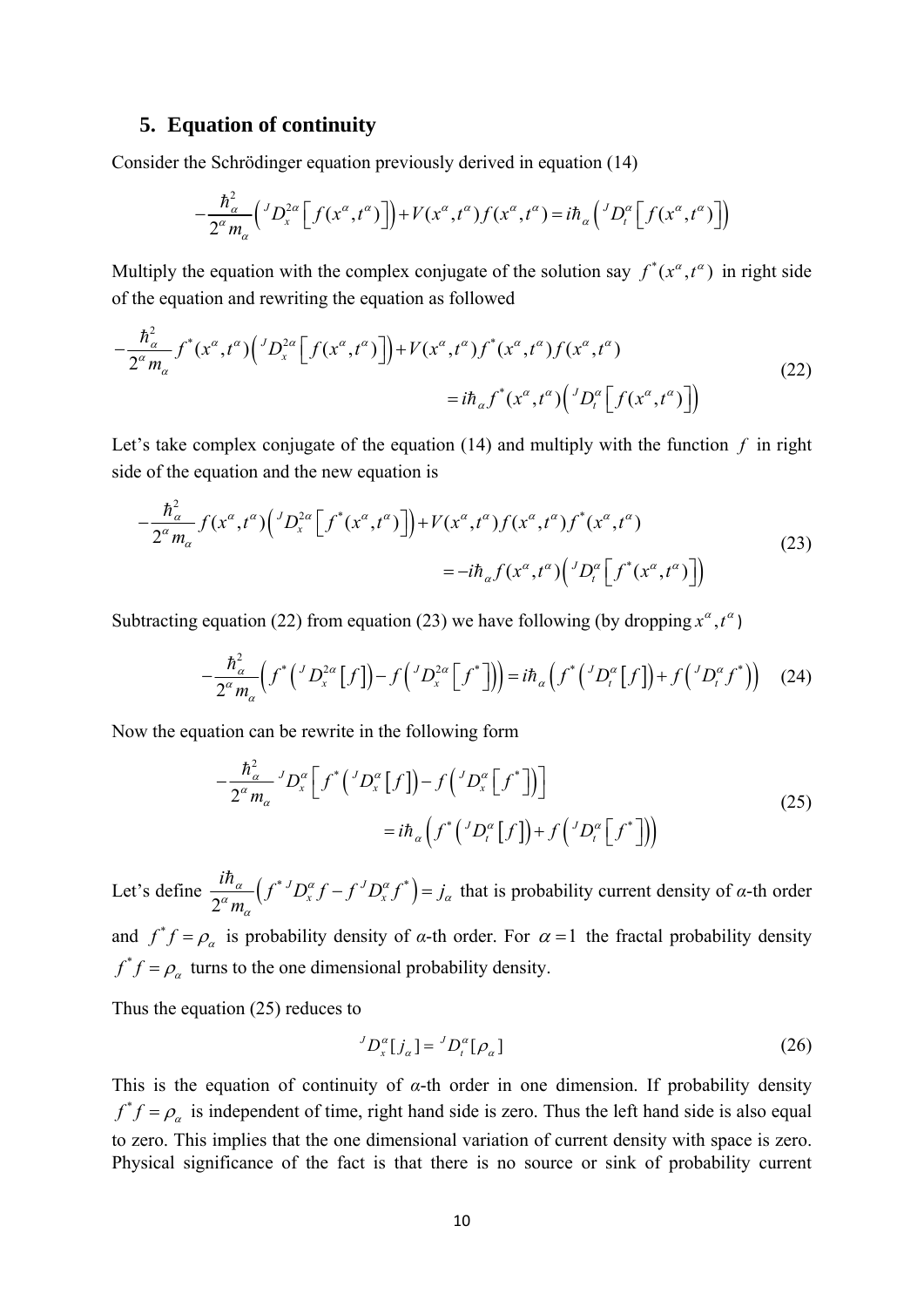## 5. Equation of continuity

Consider the Schrödinger equation previously derived in equation (14)

$$-\frac{\hbar_\alpha^2}{2^\alpha m_\alpha}\left({}^J D_x^{2\alpha}\left[f(x^\alpha,t^\alpha)\right]\right)+V(x^\alpha,t^\alpha)f(x^\alpha,t^\alpha)=i\hbar_\alpha\left({}^J D_t^{\alpha}\left[f(x^\alpha,t^\alpha)\right]\right)$$

Multiply the equation with the complex conjugate of the solution say $f^*(x^\alpha,t^\alpha)$ in right side of the equation and rewriting the equation as followed

$$\begin{aligned}-\frac{\hbar_\alpha^2}{2^\alpha m_\alpha}f^*(x^\alpha,t^\alpha)\left({}^J D_x^{2\alpha}\left[f(x^\alpha,t^\alpha)\right]\right)+V(x^\alpha,t^\alpha)f^*(x^\alpha,t^\alpha)f(x^\alpha,t^\alpha)\\ =i\hbar_\alpha f^*(x^\alpha,t^\alpha)\left({}^J D_t^{\alpha}\left[f(x^\alpha,t^\alpha)\right]\right)\end{aligned} \tag{22}$$

Let's take complex conjugate of the equation (14) and multiply with the function $f$ in right side of the equation and the new equation is

$$\begin{aligned}-\frac{\hbar_\alpha^2}{2^\alpha m_\alpha}f(x^\alpha,t^\alpha)\left({}^J D_x^{2\alpha}\left[f^*(x^\alpha,t^\alpha)\right]\right)+V(x^\alpha,t^\alpha)f(x^\alpha,t^\alpha)f^*(x^\alpha,t^\alpha)\\ =-i\hbar_\alpha f(x^\alpha,t^\alpha)\left({}^J D_t^{\alpha}\left[f^*(x^\alpha,t^\alpha)\right]\right)\end{aligned} \tag{23}$$

Subtracting equation (22) from equation (23) we have following (by dropping $x^\alpha,t^\alpha$)

$$-\frac{\hbar_\alpha^2}{2^\alpha m_\alpha}\left(f^*\left({}^J D_x^{2\alpha}\left[f\right]\right)-f\left({}^J D_x^{2\alpha}\left[f^*\right]\right)\right)=i\hbar_\alpha\left(f^*\left({}^J D_t^{\alpha}\left[f\right]\right)+f\left({}^J D_t^{\alpha}f^*\right)\right) \tag{24}$$

Now the equation can be rewrite in the following form

$$\begin{aligned}-\frac{\hbar_\alpha^2}{2^\alpha m_\alpha}{}^J D_x^{\alpha}\left[f^*\left({}^J D_x^{\alpha}\left[f\right]\right)-f\left({}^J D_x^{\alpha}\left[f^*\right]\right)\right]\\ =i\hbar_\alpha\left(f^*\left({}^J D_t^{\alpha}\left[f\right]\right)+f\left({}^J D_t^{\alpha}\left[f^*\right]\right)\right)\end{aligned} \tag{25}$$

Let's define $\frac{i\hbar_\alpha}{2^\alpha m_\alpha}\left(f^*\,{}^J D_x^\alpha f-f\,{}^J D_x^\alpha f^*\right)=j_\alpha$ that is probability current density of *α*-th order and $f^*f=\rho_\alpha$ is probability density of *α*-th order. For $\alpha=1$ the fractal probability density $f^*f=\rho_\alpha$ turns to the one dimensional probability density.

Thus the equation (25) reduces to

$${}^J D_x^\alpha[j_\alpha]={}^J D_t^\alpha[\rho_\alpha] \tag{26}$$

This is the equation of continuity of *α*-th order in one dimension. If probability density $f^*f=\rho_\alpha$ is independent of time, right hand side is zero. Thus the left hand side is also equal to zero. This implies that the one dimensional variation of current density with space is zero. Physical significance of the fact is that there is no source or sink of probability current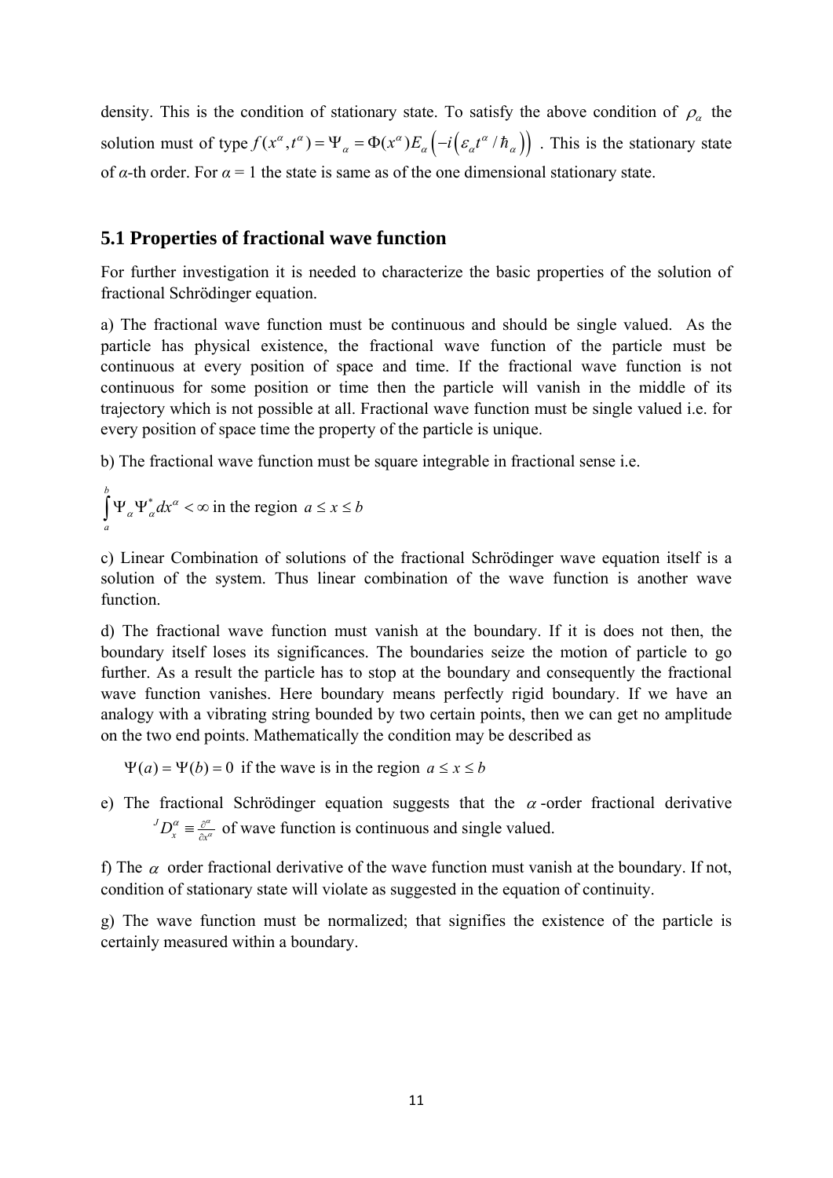density. This is the condition of stationary state. To satisfy the above condition of $\rho_\alpha$ the solution must of type $f(x^\alpha, t^\alpha) = \Psi_\alpha = \Phi(x^\alpha) E_\alpha\left(-i\left(\varepsilon_\alpha t^\alpha / \hbar_\alpha\right)\right)$ . This is the stationary state of *α*-th order. For *α* = 1 the state is same as of the one dimensional stationary state.

## 5.1 Properties of fractional wave function

For further investigation it is needed to characterize the basic properties of the solution of fractional Schrödinger equation.

a) The fractional wave function must be continuous and should be single valued. As the particle has physical existence, the fractional wave function of the particle must be continuous at every position of space and time. If the fractional wave function is not continuous for some position or time then the particle will vanish in the middle of its trajectory which is not possible at all. Fractional wave function must be single valued i.e. for every position of space time the property of the particle is unique.

b) The fractional wave function must be square integrable in fractional sense i.e.

$\int_a^b \Psi_\alpha \Psi_\alpha^* dx^\alpha < \infty$ in the region $a \le x \le b$

c) Linear Combination of solutions of the fractional Schrödinger wave equation itself is a solution of the system. Thus linear combination of the wave function is another wave function.

d) The fractional wave function must vanish at the boundary. If it is does not then, the boundary itself loses its significances. The boundaries seize the motion of particle to go further. As a result the particle has to stop at the boundary and consequently the fractional wave function vanishes. Here boundary means perfectly rigid boundary. If we have an analogy with a vibrating string bounded by two certain points, then we can get no amplitude on the two end points. Mathematically the condition may be described as

$\Psi(a) = \Psi(b) = 0$ if the wave is in the region $a \le x \le b$

e) The fractional Schrödinger equation suggests that the $\alpha$-order fractional derivative ${}^J D_x^\alpha \equiv \frac{\partial^\alpha}{\partial x^\alpha}$ of wave function is continuous and single valued.

f) The $\alpha$ order fractional derivative of the wave function must vanish at the boundary. If not, condition of stationary state will violate as suggested in the equation of continuity.

g) The wave function must be normalized; that signifies the existence of the particle is certainly measured within a boundary.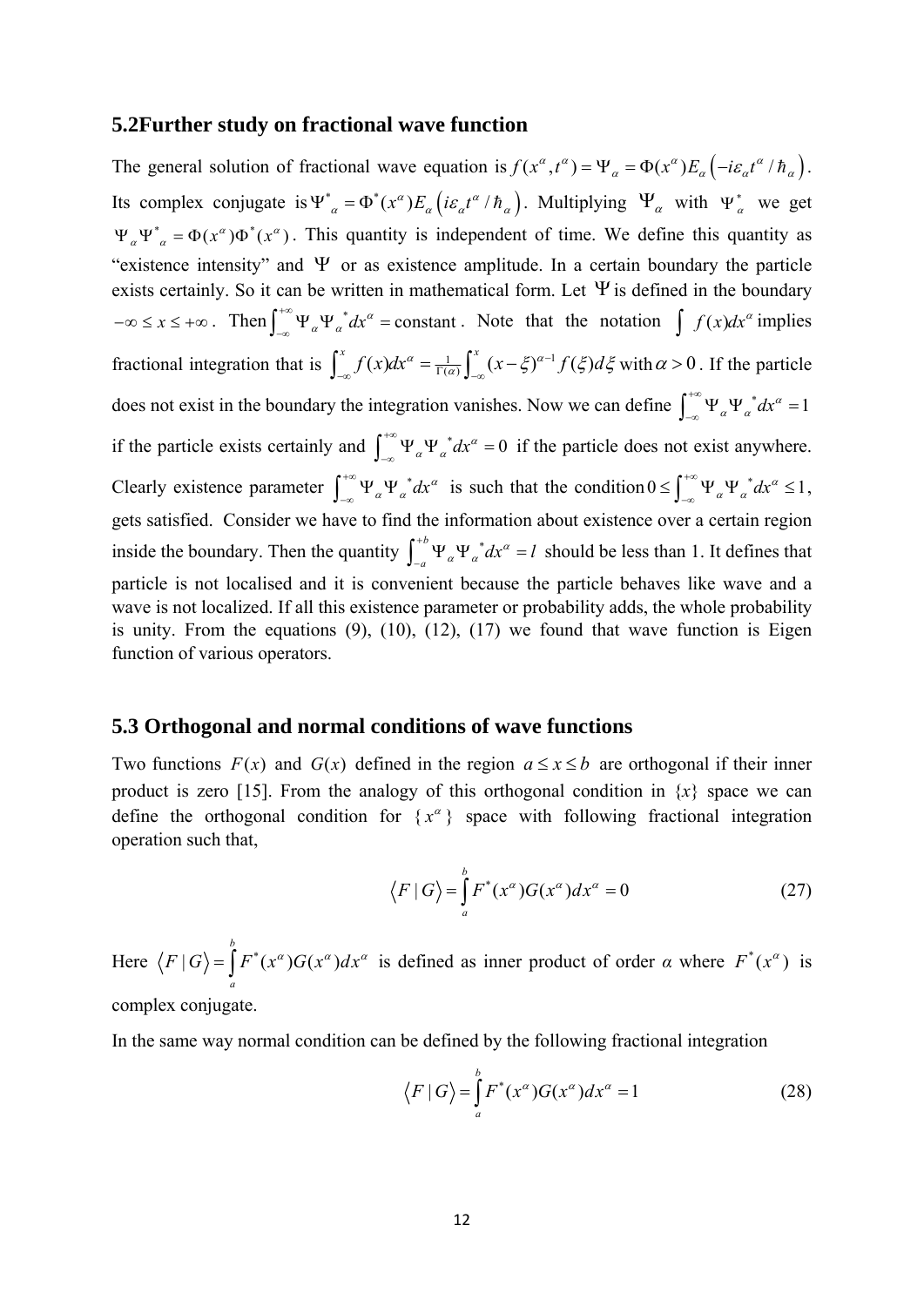## 5.2Further study on fractional wave function

The general solution of fractional wave equation is $f(x^\alpha, t^\alpha) = \Psi_\alpha = \Phi(x^\alpha) E_\alpha\left(-i\varepsilon_\alpha t^\alpha / \hbar_\alpha\right)$. Its complex conjugate is $\Psi^*_\alpha = \Phi^*(x^\alpha) E_\alpha\left(i\varepsilon_\alpha t^\alpha / \hbar_\alpha\right)$. Multiplying $\Psi_\alpha$ with $\Psi^*_\alpha$ we get $\Psi_\alpha \Psi^*_\alpha = \Phi(x^\alpha)\Phi^*(x^\alpha)$. This quantity is independent of time. We define this quantity as "existence intensity" and $\Psi$ or as existence amplitude. In a certain boundary the particle exists certainly. So it can be written in mathematical form. Let $\Psi$ is defined in the boundary $-\infty \le x \le +\infty$. Then $\int_{-\infty}^{+\infty} \Psi_\alpha \Psi_\alpha^* dx^\alpha = \text{constant}$. Note that the notation $\int f(x) dx^\alpha$ implies fractional integration that is $\int_{-\infty}^{x} f(x) dx^\alpha = \frac{1}{\Gamma(\alpha)} \int_{-\infty}^{x} (x-\xi)^{\alpha-1} f(\xi) d\xi$ with $\alpha > 0$. If the particle does not exist in the boundary the integration vanishes. Now we can define $\int_{-\infty}^{+\infty} \Psi_\alpha \Psi_\alpha^* dx^\alpha = 1$ if the particle exists certainly and $\int_{-\infty}^{+\infty} \Psi_\alpha \Psi_\alpha^* dx^\alpha = 0$ if the particle does not exist anywhere. Clearly existence parameter $\int_{-\infty}^{+\infty} \Psi_\alpha \Psi_\alpha^* dx^\alpha$ is such that the condition $0 \le \int_{-\infty}^{+\infty} \Psi_\alpha \Psi_\alpha^* dx^\alpha \le 1$, gets satisfied. Consider we have to find the information about existence over a certain region inside the boundary. Then the quantity $\int_{-a}^{+b} \Psi_\alpha \Psi_\alpha^* dx^\alpha = l$ should be less than 1. It defines that particle is not localised and it is convenient because the particle behaves like wave and a wave is not localized. If all this existence parameter or probability adds, the whole probability is unity. From the equations (9), (10), (12), (17) we found that wave function is Eigen function of various operators.

## 5.3 Orthogonal and normal conditions of wave functions

Two functions $F(x)$ and $G(x)$ defined in the region $a \le x \le b$ are orthogonal if their inner product is zero [15]. From the analogy of this orthogonal condition in $\{x\}$ space we can define the orthogonal condition for $\{x^\alpha\}$ space with following fractional integration operation such that,

$$\langle F \mid G \rangle = \int_a^b F^*(x^\alpha) G(x^\alpha) dx^\alpha = 0 \tag{27}$$

Here $\langle F \mid G \rangle = \int_a^b F^*(x^\alpha) G(x^\alpha) dx^\alpha$ is defined as inner product of order *α* where $F^*(x^\alpha)$ is complex conjugate.

In the same way normal condition can be defined by the following fractional integration

$$\langle F \mid G \rangle = \int_a^b F^*(x^\alpha) G(x^\alpha) dx^\alpha = 1 \tag{28}$$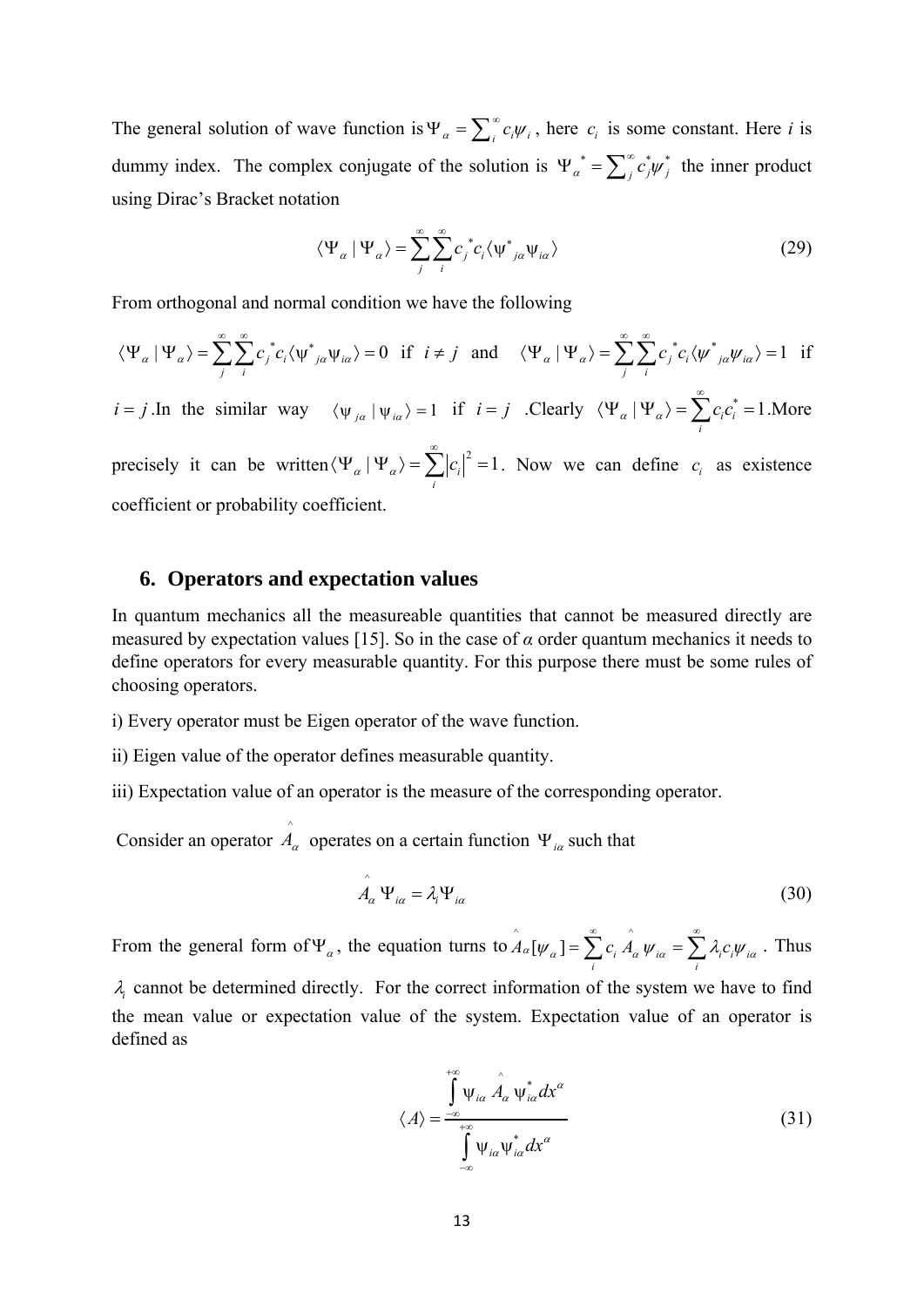The general solution of wave function is $\Psi_\alpha = \sum_i^\infty c_i \psi_i$ , here $c_i$ is some constant. Here *i* is dummy index. The complex conjugate of the solution is $\Psi_\alpha^* = \sum_j^\infty c_j^* \psi_j^*$ the inner product using Dirac's Bracket notation

$$\langle \Psi_\alpha \mid \Psi_\alpha \rangle = \sum_j^\infty \sum_i^\infty c_j^* c_i \langle \psi^*_{j\alpha} \psi_{i\alpha} \rangle \tag{29}$$

From orthogonal and normal condition we have the following

$\langle \Psi_\alpha \mid \Psi_\alpha \rangle = \sum_j^\infty \sum_i^\infty c_j^* c_i \langle \psi^*_{j\alpha} \psi_{i\alpha} \rangle = 0$ if $i \neq j$ and $\langle \Psi_\alpha \mid \Psi_\alpha \rangle = \sum_j^\infty \sum_i^\infty c_j^* c_i \langle \psi^*_{j\alpha} \psi_{i\alpha} \rangle = 1$ if $i = j$ .In the similar way $\langle \psi_{j\alpha} \mid \psi_{i\alpha} \rangle = 1$ if $i = j$ .Clearly $\langle \Psi_\alpha \mid \Psi_\alpha \rangle = \sum_i^\infty c_i c_i^* = 1$.More precisely it can be written$\langle \Psi_\alpha \mid \Psi_\alpha \rangle = \sum_i^\infty |c_i|^2 = 1$. Now we can define $c_i$ as existence coefficient or probability coefficient.

## 6. Operators and expectation values

In quantum mechanics all the measureable quantities that cannot be measured directly are measured by expectation values [15]. So in the case of *α* order quantum mechanics it needs to define operators for every measurable quantity. For this purpose there must be some rules of choosing operators.

i) Every operator must be Eigen operator of the wave function.

ii) Eigen value of the operator defines measurable quantity.

iii) Expectation value of an operator is the measure of the corresponding operator.

Consider an operator $\hat{A}_\alpha$ operates on a certain function $\Psi_{i\alpha}$ such that

$$\hat{A}_\alpha \Psi_{i\alpha} = \lambda_i \Psi_{i\alpha} \tag{30}$$

From the general form of$\Psi_\alpha$, the equation turns to $\hat{A}_\alpha[\psi_\alpha] = \sum_i^\infty c_i \hat{A}_\alpha \psi_{i\alpha} = \sum_i^\infty \lambda_i c_i \psi_{i\alpha}$ . Thus $\lambda_i$ cannot be determined directly. For the correct information of the system we have to find the mean value or expectation value of the system. Expectation value of an operator is defined as

$$\langle A \rangle = \frac{\int_{-\infty}^{+\infty} \psi_{i\alpha} \hat{A}_\alpha \psi_{i\alpha}^* dx^\alpha}{\int_{-\infty}^{+\infty} \psi_{i\alpha} \psi_{i\alpha}^* dx^\alpha} \tag{31}$$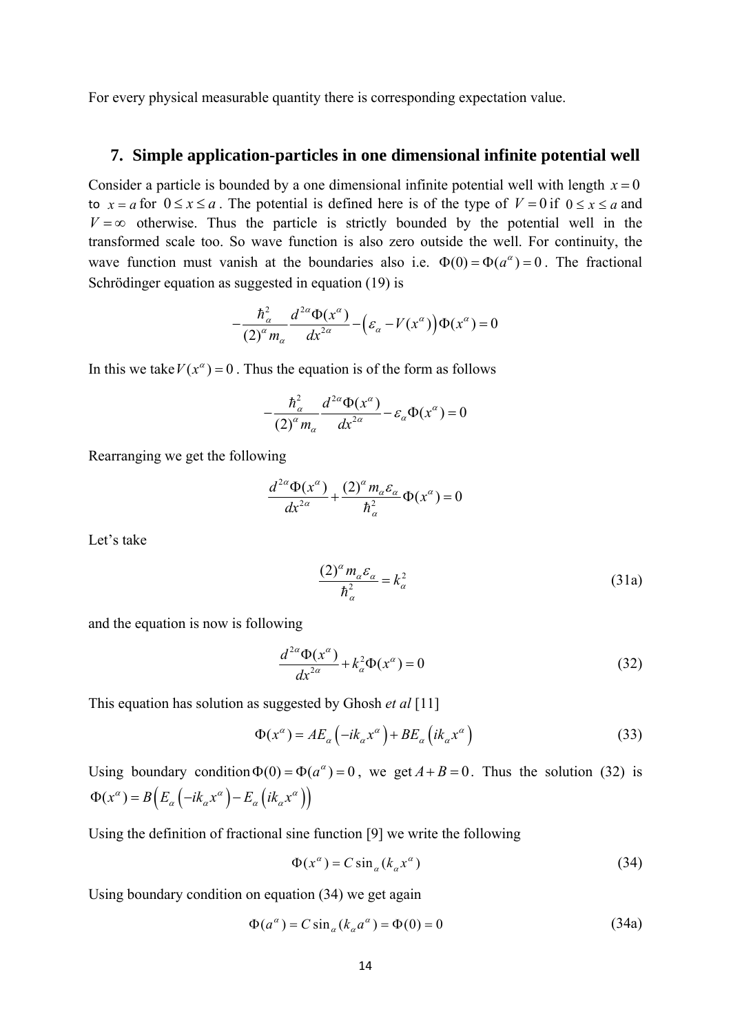For every physical measurable quantity there is corresponding expectation value.

## 7. Simple application-particles in one dimensional infinite potential well

Consider a particle is bounded by a one dimensional infinite potential well with length $x = 0$ to $x = a$ for $0 \le x \le a$. The potential is defined here is of the type of $V = 0$ if $0 \le x \le a$ and $V = \infty$ otherwise. Thus the particle is strictly bounded by the potential well in the transformed scale too. So wave function is also zero outside the well. For continuity, the wave function must vanish at the boundaries also i.e. $\Phi(0) = \Phi(a^\alpha) = 0$. The fractional Schrödinger equation as suggested in equation (19) is

$$-\frac{\hbar_\alpha^2}{(2)^\alpha m_\alpha}\frac{d^{2\alpha}\Phi(x^\alpha)}{dx^{2\alpha}} - \left(\varepsilon_\alpha - V(x^\alpha)\right)\Phi(x^\alpha) = 0$$

In this we take $V(x^\alpha) = 0$. Thus the equation is of the form as follows

$$-\frac{\hbar_\alpha^2}{(2)^\alpha m_\alpha}\frac{d^{2\alpha}\Phi(x^\alpha)}{dx^{2\alpha}} - \varepsilon_\alpha \Phi(x^\alpha) = 0$$

Rearranging we get the following

$$\frac{d^{2\alpha}\Phi(x^\alpha)}{dx^{2\alpha}} + \frac{(2)^\alpha m_\alpha \varepsilon_\alpha}{\hbar_\alpha^2}\Phi(x^\alpha) = 0$$

Let's take

$$\frac{(2)^\alpha m_\alpha \varepsilon_\alpha}{\hbar_\alpha^2} = k_\alpha^2 \tag{31a}$$

and the equation is now is following

$$\frac{d^{2\alpha}\Phi(x^\alpha)}{dx^{2\alpha}} + k_\alpha^2 \Phi(x^\alpha) = 0 \tag{32}$$

This equation has solution as suggested by Ghosh *et al* [11]

$$\Phi(x^\alpha) = AE_\alpha\left(-ik_\alpha x^\alpha\right) + BE_\alpha\left(ik_\alpha x^\alpha\right) \tag{33}$$

Using boundary condition $\Phi(0) = \Phi(a^\alpha) = 0$, we get $A + B = 0$. Thus the solution (32) is $\Phi(x^\alpha) = B\left(E_\alpha\left(-ik_\alpha x^\alpha\right) - E_\alpha\left(ik_\alpha x^\alpha\right)\right)$

Using the definition of fractional sine function [9] we write the following

$$\Phi(x^\alpha) = C\sin_\alpha(k_\alpha x^\alpha) \tag{34}$$

Using boundary condition on equation (34) we get again

$$\Phi(a^\alpha) = C\sin_\alpha(k_\alpha a^\alpha) = \Phi(0) = 0 \tag{34a}$$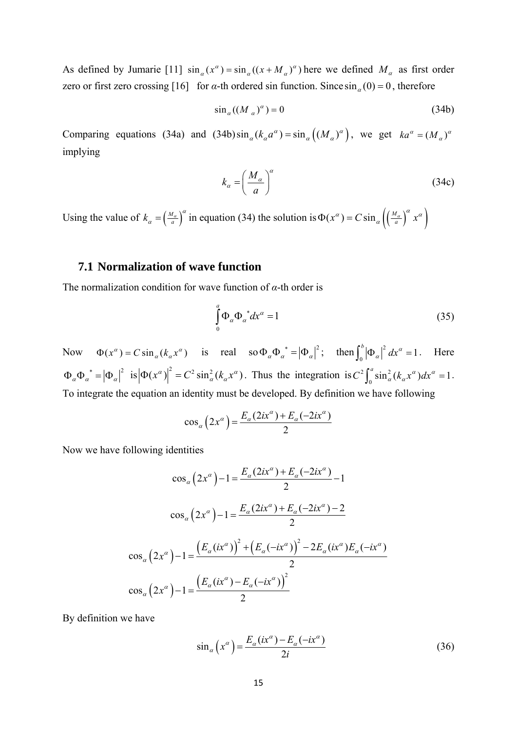As defined by Jumarie [11] $\sin_\alpha(x^\alpha) = \sin_\alpha((x + M_\alpha)^\alpha)$ here we defined $M_\alpha$ as first order zero or first zero crossing [16] for *α*-th ordered sin function. Since $\sin_\alpha(0) = 0$, therefore

$$\sin_\alpha((M_\alpha)^\alpha) = 0 \tag{34b}$$

Comparing equations (34a) and (34b) $\sin_\alpha(k_\alpha a^\alpha) = \sin_\alpha\left((M_\alpha)^\alpha\right)$, we get $ka^\alpha = (M_\alpha)^\alpha$ implying

$$k_\alpha = \left(\frac{M_\alpha}{a}\right)^\alpha \tag{34c}$$

Using the value of $k_\alpha = \left(\frac{M_\alpha}{a}\right)^\alpha$ in equation (34) the solution is $\Phi(x^\alpha) = C\sin_\alpha\left(\left(\frac{M_\alpha}{a}\right)^\alpha x^\alpha\right)$

## 7.1 Normalization of wave function

The normalization condition for wave function of *α*-th order is

$$\int_0^a \Phi_\alpha \Phi_\alpha^* dx^\alpha = 1 \tag{35}$$

Now $\Phi(x^\alpha) = C\sin_\alpha(k_\alpha x^\alpha)$ is real so $\Phi_\alpha \Phi_\alpha^* = |\Phi_\alpha|^2$; then $\int_0^b |\Phi_\alpha|^2 dx^\alpha = 1$. Here $\Phi_\alpha \Phi_\alpha^* = |\Phi_\alpha|^2$ is $|\Phi(x^\alpha)|^2 = C^2 \sin_\alpha^2(k_\alpha x^\alpha)$. Thus the integration is $C^2 \int_0^a \sin_\alpha^2(k_\alpha x^\alpha) dx^\alpha = 1$. To integrate the equation an identity must be developed. By definition we have following

$$\cos_\alpha\left(2x^\alpha\right) = \frac{E_\alpha(2ix^\alpha) + E_\alpha(-2ix^\alpha)}{2}$$

Now we have following identities

$$\cos_\alpha\left(2x^\alpha\right) - 1 = \frac{E_\alpha(2ix^\alpha) + E_\alpha(-2ix^\alpha)}{2} - 1$$

$$\cos_\alpha\left(2x^\alpha\right) - 1 = \frac{E_\alpha(2ix^\alpha) + E_\alpha(-2ix^\alpha) - 2}{2}$$

$$\cos_\alpha\left(2x^\alpha\right) - 1 = \frac{\left(E_\alpha(ix^\alpha)\right)^2 + \left(E_\alpha(-ix^\alpha)\right)^2 - 2E_\alpha(ix^\alpha)E_\alpha(-ix^\alpha)}{2}$$

$$\cos_\alpha\left(2x^\alpha\right) - 1 = \frac{\left(E_\alpha(ix^\alpha) - E_\alpha(-ix^\alpha)\right)^2}{2}$$

By definition we have

$$\sin_\alpha\left(x^\alpha\right) = \frac{E_\alpha(ix^\alpha) - E_\alpha(-ix^\alpha)}{2i} \tag{36}$$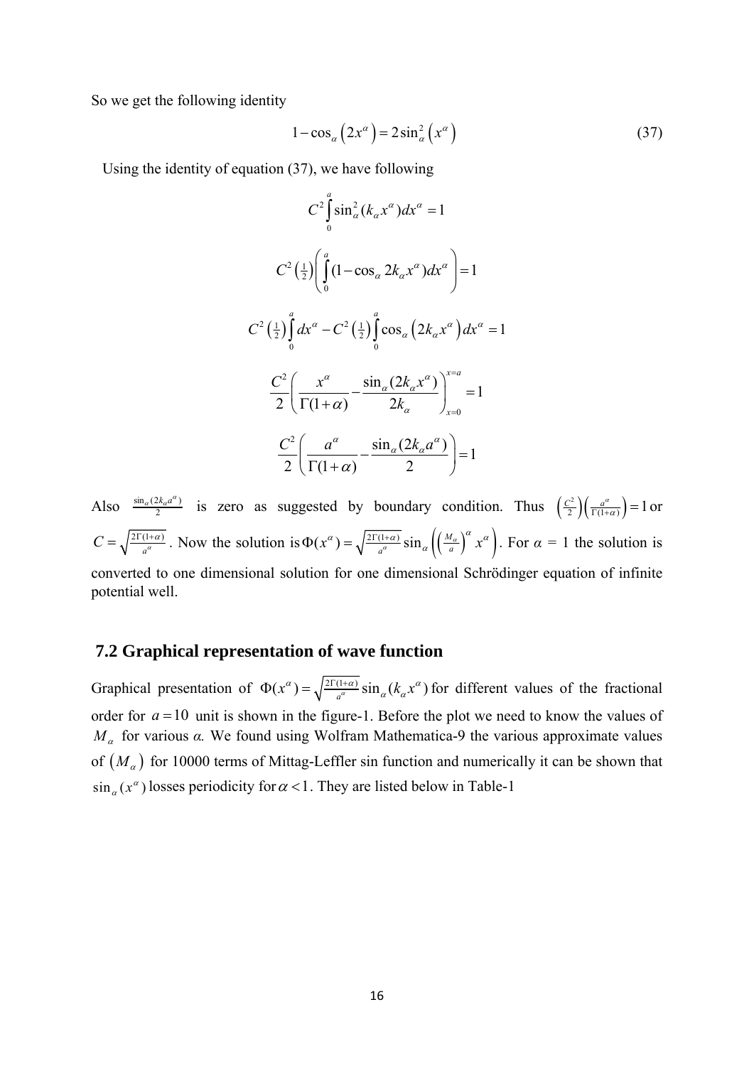So we get the following identity

$$1-\cos_{\alpha}\left(2x^{\alpha}\right)=2\sin_{\alpha}^{2}\left(x^{\alpha}\right) \tag{37}$$

Using the identity of equation (37), we have following

$$C^{2}\int_{0}^{a}\sin_{\alpha}^{2}(k_{\alpha}x^{\alpha})dx^{\alpha}=1$$

$$C^{2}\left(\tfrac{1}{2}\right)\left(\int_{0}^{a}(1-\cos_{\alpha}2k_{\alpha}x^{\alpha})dx^{\alpha}\right)=1$$

$$C^{2}\left(\tfrac{1}{2}\right)\int_{0}^{a}dx^{\alpha}-C^{2}\left(\tfrac{1}{2}\right)\int_{0}^{a}\cos_{\alpha}\left(2k_{\alpha}x^{\alpha}\right)dx^{\alpha}=1$$

$$\frac{C^{2}}{2}\left(\frac{x^{\alpha}}{\Gamma(1+\alpha)}-\frac{\sin_{\alpha}(2k_{\alpha}x^{\alpha})}{2k_{\alpha}}\right)_{x=0}^{x=a}=1$$

$$\frac{C^{2}}{2}\left(\frac{a^{\alpha}}{\Gamma(1+\alpha)}-\frac{\sin_{\alpha}(2k_{\alpha}a^{\alpha})}{2}\right)=1$$

Also $\frac{\sin_{\alpha}(2k_{\alpha}a^{\alpha})}{2}$ is zero as suggested by boundary condition. Thus $\left(\frac{C^{2}}{2}\right)\left(\frac{a^{\alpha}}{\Gamma(1+\alpha)}\right)=1$ or $C=\sqrt{\frac{2\Gamma(1+\alpha)}{a^{\alpha}}}$. Now the solution is $\Phi(x^{\alpha})=\sqrt{\frac{2\Gamma(1+\alpha)}{a^{\alpha}}}\sin_{\alpha}\left(\left(\frac{M_{\alpha}}{a}\right)^{\alpha}x^{\alpha}\right)$. For *α* = 1 the solution is converted to one dimensional solution for one dimensional Schrödinger equation of infinite potential well.

## 7.2 Graphical representation of wave function

Graphical presentation of $\Phi(x^{\alpha})=\sqrt{\frac{2\Gamma(1+\alpha)}{a^{\alpha}}}\sin_{\alpha}(k_{\alpha}x^{\alpha})$ for different values of the fractional order for $a=10$ unit is shown in the figure-1. Before the plot we need to know the values of $M_{\alpha}$ for various *α*. We found using Wolfram Mathematica-9 the various approximate values of $\left(M_{\alpha}\right)$ for 10000 terms of Mittag-Leffler sin function and numerically it can be shown that $\sin_{\alpha}(x^{\alpha})$ losses periodicity for $\alpha<1$. They are listed below in Table-1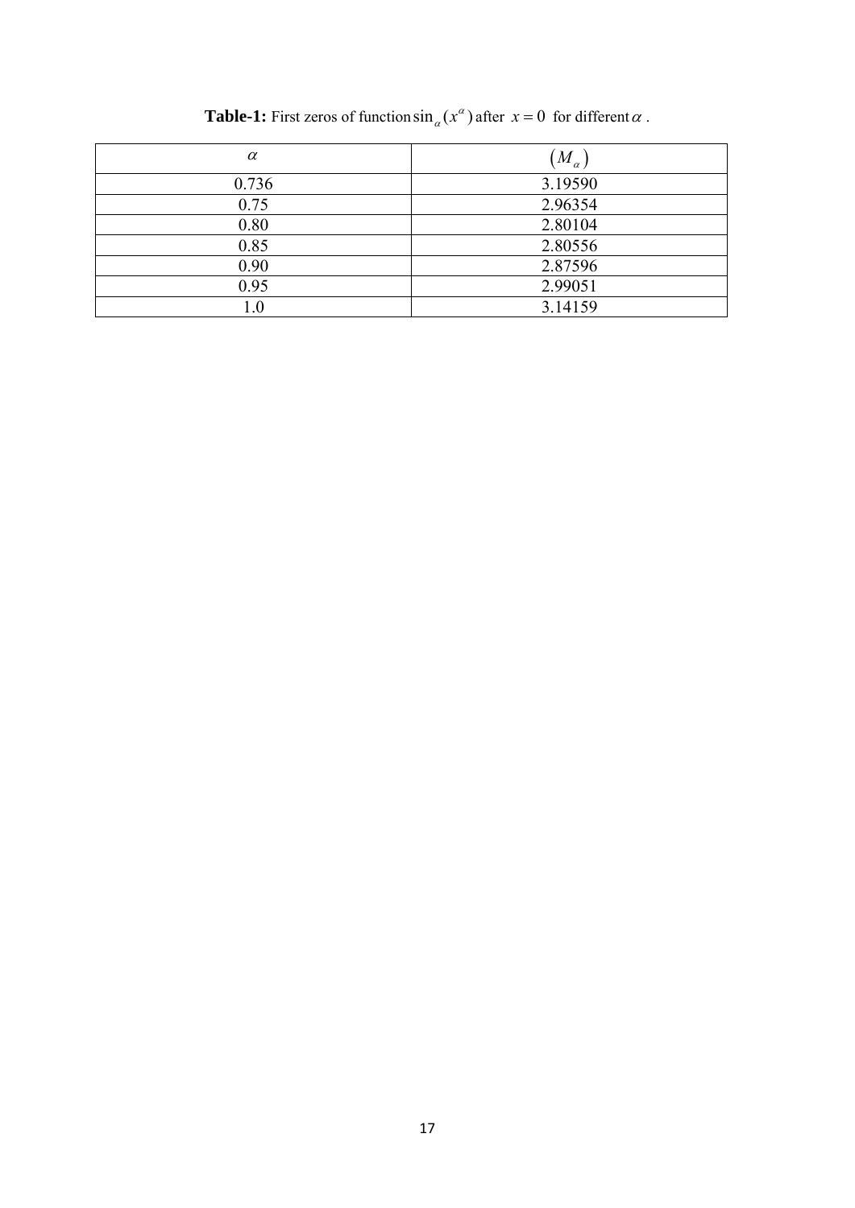**Table-1:** First zeros of function $\sin_{\alpha}(x^{\alpha})$ after $x = 0$ for different $\alpha$ .

| $\alpha$ | $(M_{\alpha})$ |
|---|---|
| 0.736 | 3.19590 |
| 0.75 | 2.96354 |
| 0.80 | 2.80104 |
| 0.85 | 2.80556 |
| 0.90 | 2.87596 |
| 0.95 | 2.99051 |
| 1.0 | 3.14159 |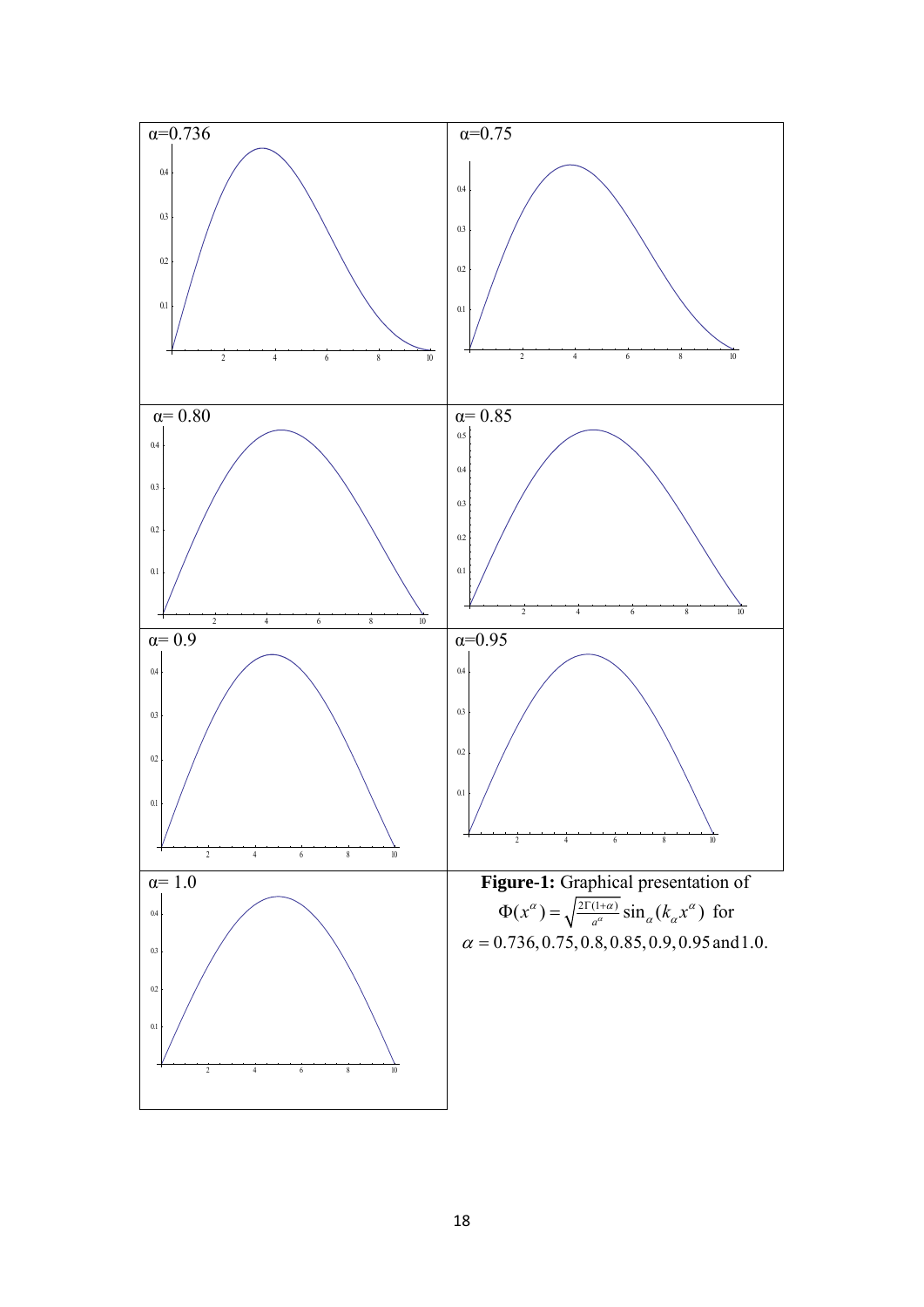α=0.736

α=0.75

α= 0.80

α= 0.85

α= 0.9

α=0.95

α= 1.0

**Figure-1:** Graphical presentation of $\Phi(x^{\alpha}) = \sqrt{\frac{2\Gamma(1+\alpha)}{a^{\alpha}}} \sin_{\alpha}(k_{\alpha} x^{\alpha})$ for $\alpha = 0.736, 0.75, 0.8, 0.85, 0.9, 0.95$ and $1.0$.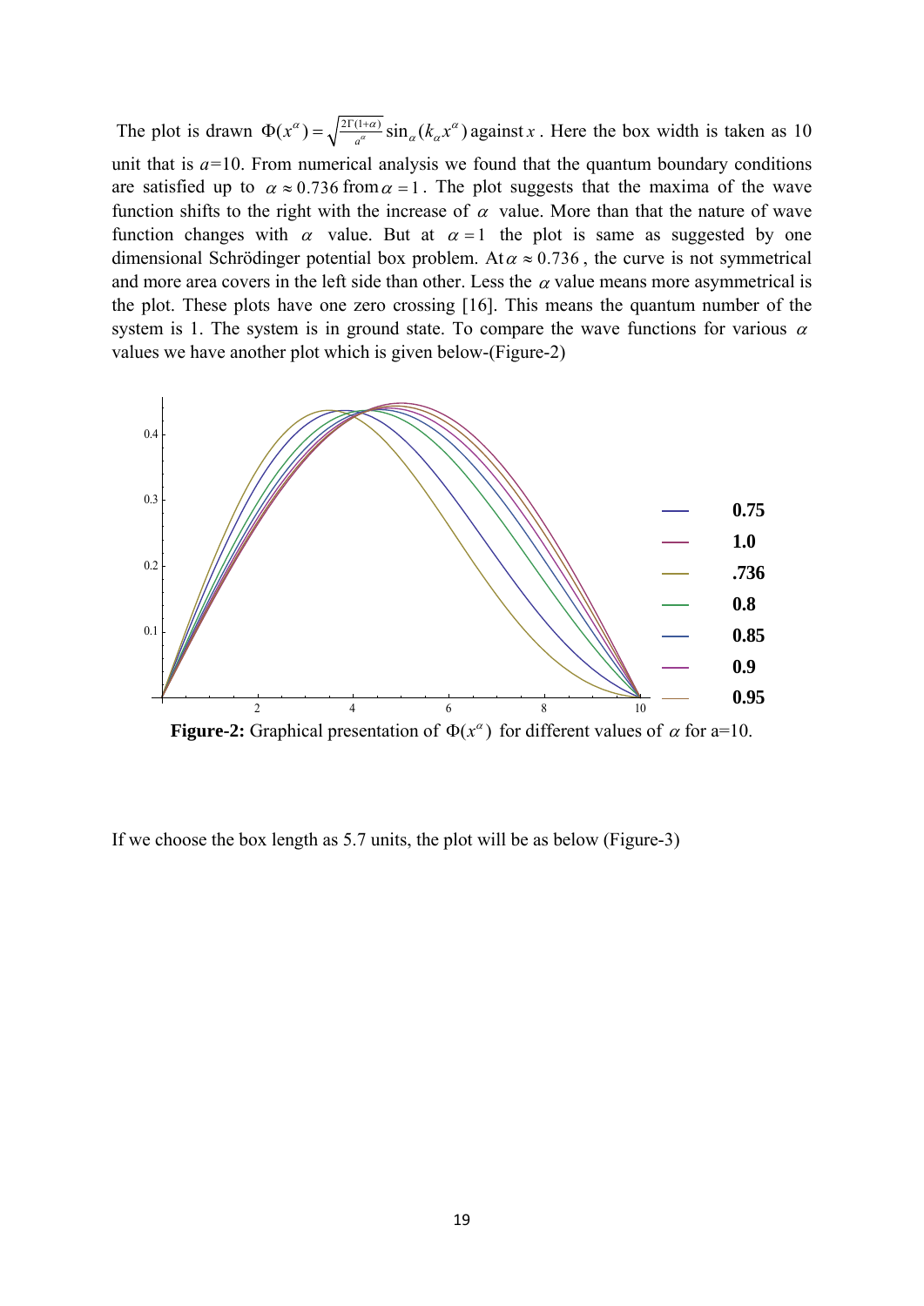The plot is drawn $\Phi(x^{\alpha}) = \sqrt{\frac{2\Gamma(1+\alpha)}{a^{\alpha}}} \sin_{\alpha}(k_{\alpha} x^{\alpha})$ against $x$. Here the box width is taken as 10 unit that is $a$=10. From numerical analysis we found that the quantum boundary conditions are satisfied up to $\alpha \approx 0.736$ from $\alpha = 1$. The plot suggests that the maxima of the wave function shifts to the right with the increase of $\alpha$ value. More than that the nature of wave function changes with $\alpha$ value. But at $\alpha = 1$ the plot is same as suggested by one dimensional Schrödinger potential box problem. At $\alpha \approx 0.736$, the curve is not symmetrical and more area covers in the left side than other. Less the $\alpha$ value means more asymmetrical is the plot. These plots have one zero crossing [16]. This means the quantum number of the system is 1. The system is in ground state. To compare the wave functions for various $\alpha$ values we have another plot which is given below-(Figure-2)

0.4
0.3
0.2
0.1
2
4
6
8
10

0.75
1.0
.736
0.8
0.85
0.9
0.95

**Figure-2:** Graphical presentation of $\Phi(x^{\alpha})$ for different values of $\alpha$ for a=10.

If we choose the box length as 5.7 units, the plot will be as below (Figure-3)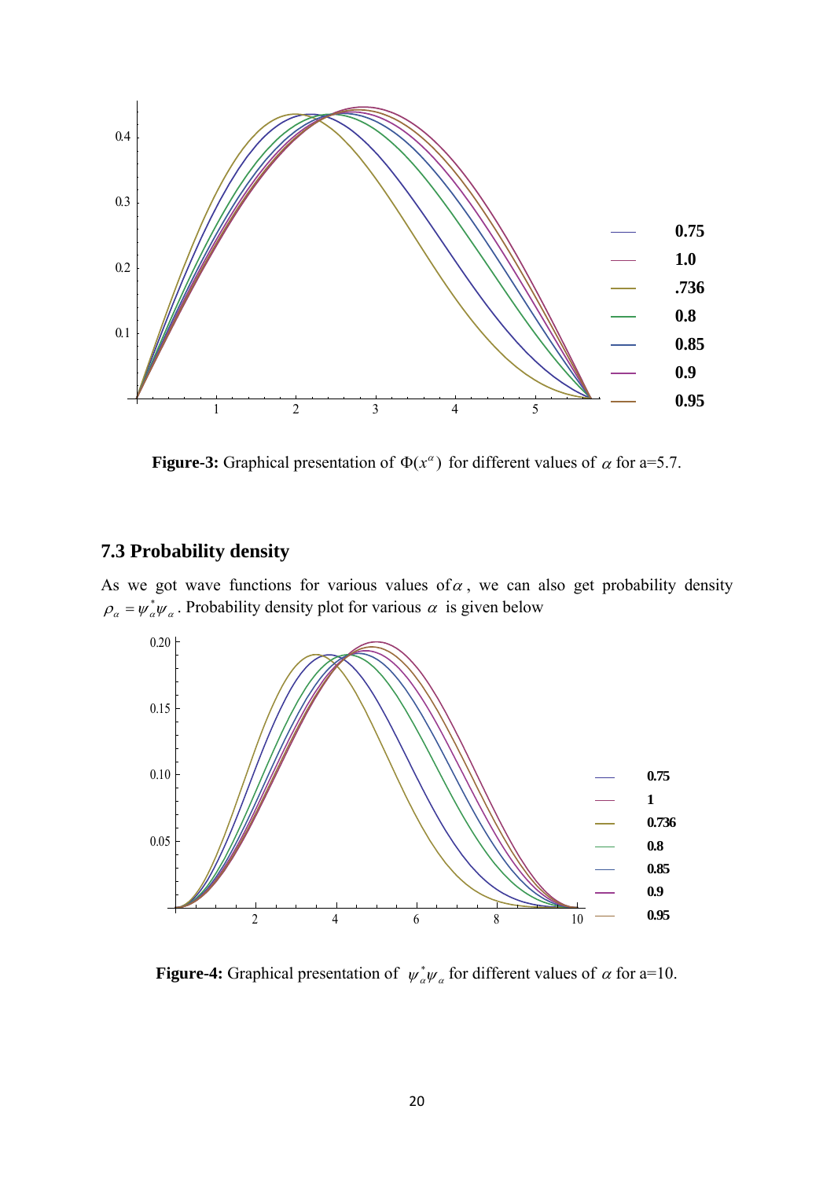0.4

0.3

0.2

0.1

1 2 3 4 5

0.75
1.0
.736
0.8
0.85
0.9
0.95

**Figure-3:** Graphical presentation of $\Phi(x^{\alpha})$ for different values of $\alpha$ for a=5.7.

## 7.3 Probability density

As we got wave functions for various values of $\alpha$, we can also get probability density $\rho_{\alpha} = \psi_{\alpha}^{*}\psi_{\alpha}$. Probability density plot for various $\alpha$ is given below

0.20

0.15

0.10

0.05

2 4 6 8 10

0.75
1
0.736
0.8
0.85
0.9
0.95

**Figure-4:** Graphical presentation of $\psi_{\alpha}^{*}\psi_{\alpha}$ for different values of $\alpha$ for a=10.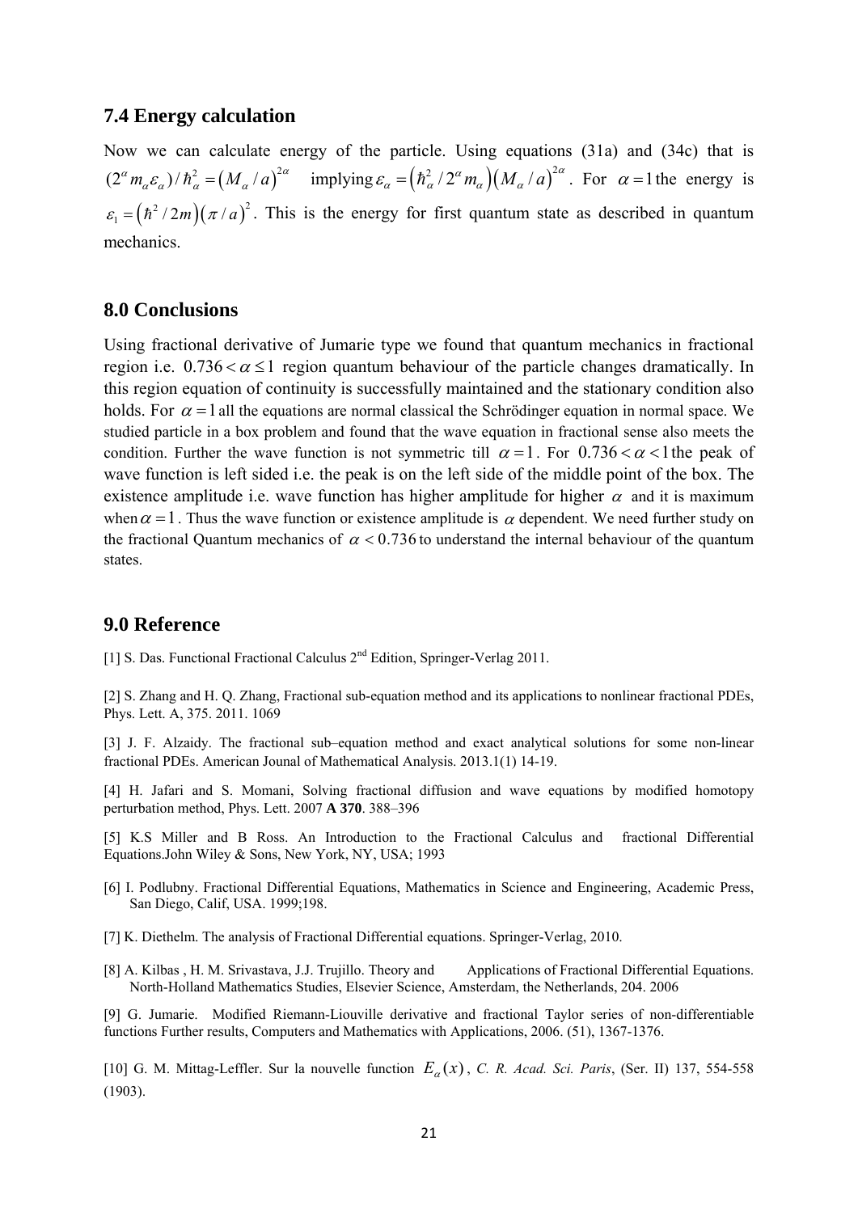### 7.4 Energy calculation

Now we can calculate energy of the particle. Using equations (31a) and (34c) that is $(2^{\alpha} m_{\alpha} \varepsilon_{\alpha}) / \hbar_{\alpha}^{2} = \left(M_{\alpha} / a\right)^{2\alpha}$ implying $\varepsilon_{\alpha} = \left(\hbar_{\alpha}^{2} / 2^{\alpha} m_{\alpha}\right)\left(M_{\alpha} / a\right)^{2\alpha}$. For $\alpha = 1$ the energy is $\varepsilon_{1} = \left(\hbar^{2} / 2m\right)\left(\pi / a\right)^{2}$. This is the energy for first quantum state as described in quantum mechanics.

## 8.0 Conclusions

Using fractional derivative of Jumarie type we found that quantum mechanics in fractional region i.e. $0.736 < \alpha \leq 1$ region quantum behaviour of the particle changes dramatically. In this region equation of continuity is successfully maintained and the stationary condition also holds. For $\alpha = 1$ all the equations are normal classical the Schrödinger equation in normal space. We studied particle in a box problem and found that the wave equation in fractional sense also meets the condition. Further the wave function is not symmetric till $\alpha = 1$. For $0.736 < \alpha < 1$ the peak of wave function is left sided i.e. the peak is on the left side of the middle point of the box. The existence amplitude i.e. wave function has higher amplitude for higher $\alpha$ and it is maximum when $\alpha = 1$. Thus the wave function or existence amplitude is $\alpha$ dependent. We need further study on the fractional Quantum mechanics of $\alpha < 0.736$ to understand the internal behaviour of the quantum states.

## 9.0 Reference

[1] S. Das. Functional Fractional Calculus 2nd Edition, Springer-Verlag 2011.

[2] S. Zhang and H. Q. Zhang, Fractional sub-equation method and its applications to nonlinear fractional PDEs, Phys. Lett. A, 375. 2011. 1069

[3] J. F. Alzaidy. The fractional sub–equation method and exact analytical solutions for some non-linear fractional PDEs. American Jounal of Mathematical Analysis. 2013.1(1) 14-19.

[4] H. Jafari and S. Momani, Solving fractional diffusion and wave equations by modified homotopy perturbation method, Phys. Lett. 2007 **A 370**. 388–396

[5] K.S Miller and B Ross. An Introduction to the Fractional Calculus and fractional Differential Equations.John Wiley & Sons, New York, NY, USA; 1993

[6] I. Podlubny. Fractional Differential Equations, Mathematics in Science and Engineering, Academic Press, San Diego, Calif, USA. 1999;198.

[7] K. Diethelm. The analysis of Fractional Differential equations. Springer-Verlag, 2010.

[8] A. Kilbas , H. M. Srivastava, J.J. Trujillo. Theory and Applications of Fractional Differential Equations. North-Holland Mathematics Studies, Elsevier Science, Amsterdam, the Netherlands, 204. 2006

[9] G. Jumarie. Modified Riemann-Liouville derivative and fractional Taylor series of non-differentiable functions Further results, Computers and Mathematics with Applications, 2006. (51), 1367-1376.

[10] G. M. Mittag-Leffler. Sur la nouvelle function $E_{\alpha}(x)$, *C. R. Acad. Sci. Paris*, (Ser. II) 137, 554-558 (1903).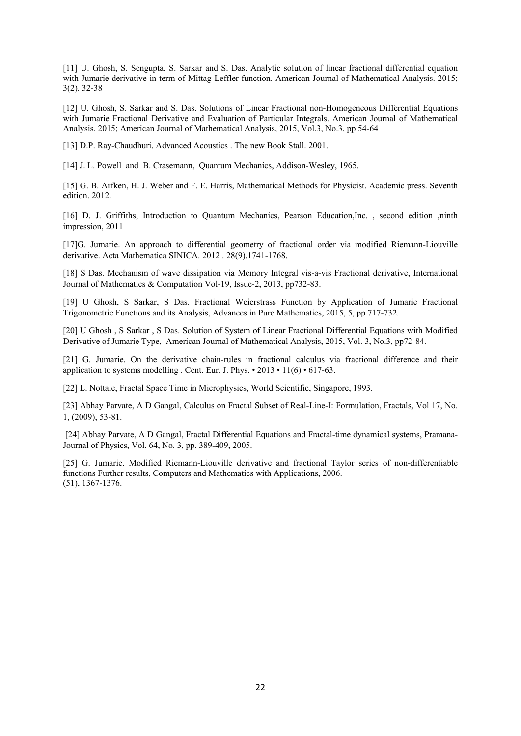[11] U. Ghosh, S. Sengupta, S. Sarkar and S. Das. Analytic solution of linear fractional differential equation with Jumarie derivative in term of Mittag-Leffler function. American Journal of Mathematical Analysis. 2015; 3(2). 32-38

[12] U. Ghosh, S. Sarkar and S. Das. Solutions of Linear Fractional non-Homogeneous Differential Equations with Jumarie Fractional Derivative and Evaluation of Particular Integrals. American Journal of Mathematical Analysis. 2015; American Journal of Mathematical Analysis, 2015, Vol.3, No.3, pp 54-64

[13] D.P. Ray-Chaudhuri. Advanced Acoustics . The new Book Stall. 2001.

[14] J. L. Powell and B. Crasemann, Quantum Mechanics, Addison-Wesley, 1965.

[15] G. B. Arfken, H. J. Weber and F. E. Harris, Mathematical Methods for Physicist. Academic press. Seventh edition. 2012.

[16] D. J. Griffiths, Introduction to Quantum Mechanics, Pearson Education,Inc. , second edition ,ninth impression, 2011

[17]G. Jumarie. An approach to differential geometry of fractional order via modified Riemann-Liouville derivative. Acta Mathematica SINICA. 2012 . 28(9).1741-1768.

[18] S Das. Mechanism of wave dissipation via Memory Integral vis-a-vis Fractional derivative, International Journal of Mathematics & Computation Vol-19, Issue-2, 2013, pp732-83.

[19] U Ghosh, S Sarkar, S Das. Fractional Weierstrass Function by Application of Jumarie Fractional Trigonometric Functions and its Analysis, Advances in Pure Mathematics, 2015, 5, pp 717-732.

[20] U Ghosh , S Sarkar , S Das. Solution of System of Linear Fractional Differential Equations with Modified Derivative of Jumarie Type, American Journal of Mathematical Analysis, 2015, Vol. 3, No.3, pp72-84.

[21] G. Jumarie. On the derivative chain-rules in fractional calculus via fractional difference and their application to systems modelling . Cent. Eur. J. Phys. • 2013 • 11(6) • 617-63.

[22] L. Nottale, Fractal Space Time in Microphysics, World Scientific, Singapore, 1993.

[23] Abhay Parvate, A D Gangal, Calculus on Fractal Subset of Real-Line-I: Formulation, Fractals, Vol 17, No. 1, (2009), 53-81.

[24] Abhay Parvate, A D Gangal, Fractal Differential Equations and Fractal-time dynamical systems, Pramana-Journal of Physics, Vol. 64, No. 3, pp. 389-409, 2005.

[25] G. Jumarie. Modified Riemann-Liouville derivative and fractional Taylor series of non-differentiable functions Further results, Computers and Mathematics with Applications, 2006. (51), 1367-1376.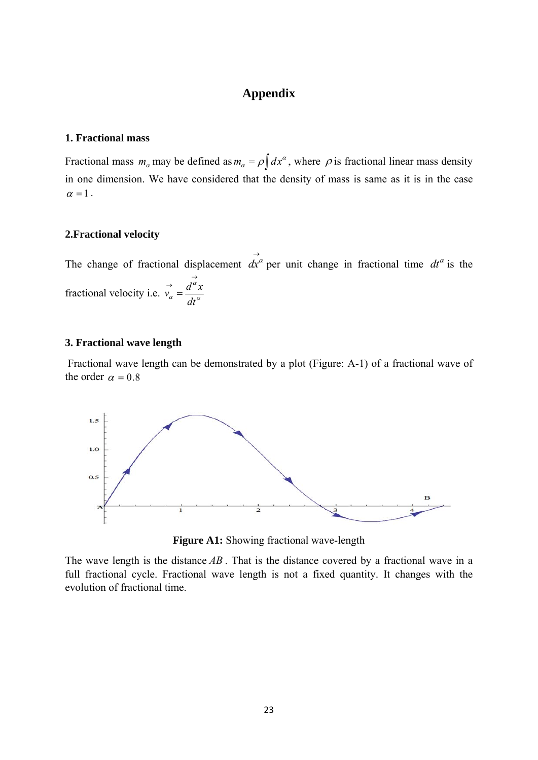# Appendix

### 1. Fractional mass

Fractional mass $m_\alpha$ may be defined as $m_\alpha = \rho \int dx^\alpha$, where $\rho$ is fractional linear mass density in one dimension. We have considered that the density of mass is same as it is in the case $\alpha = 1$.

### 2.Fractional velocity

The change of fractional displacement $\vec{dx^\alpha}$ per unit change in fractional time $dt^\alpha$ is the fractional velocity i.e. $\vec{v}_\alpha = \frac{d^\alpha \vec{x}}{dt^\alpha}$

### 3. Fractional wave length

Fractional wave length can be demonstrated by a plot (Figure: A-1) of a fractional wave of the order $\alpha = 0.8$

1.5
1.0
0.5
A
1
2
3
4
B

**Figure A1:** Showing fractional wave-length

The wave length is the distance $AB$. That is the distance covered by a fractional wave in a full fractional cycle. Fractional wave length is not a fixed quantity. It changes with the evolution of fractional time.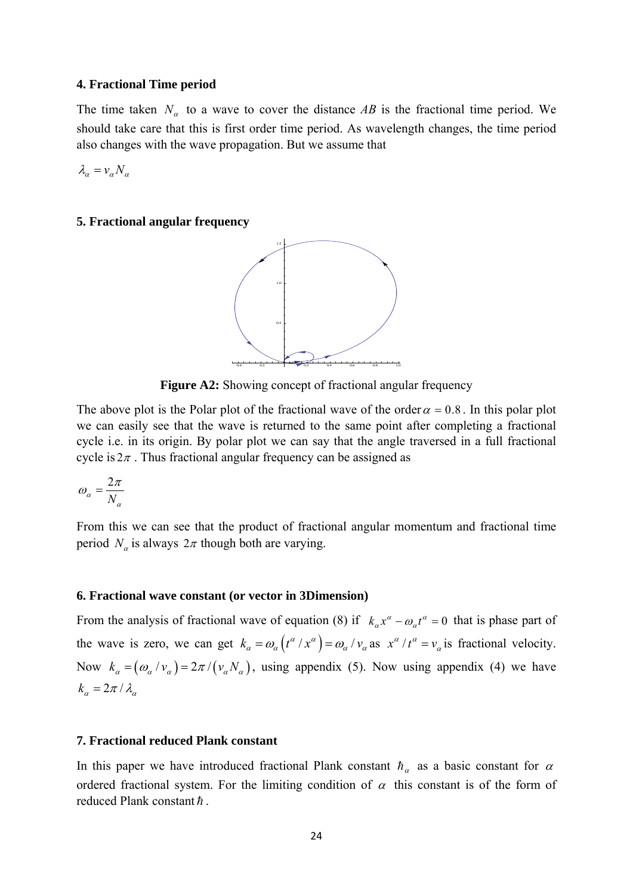**4. Fractional Time period**

The time taken $N_\alpha$ to a wave to cover the distance *AB* is the fractional time period. We should take care that this is first order time period. As wavelength changes, the time period also changes with the wave propagation. But we assume that

$$\lambda_\alpha = v_\alpha N_\alpha$$

**5. Fractional angular frequency**

1.5
1.0
0.5
0.4
0.2
0.2
0.4
0.6
0.8
1.0

**Figure A2:** Showing concept of fractional angular frequency

The above plot is the Polar plot of the fractional wave of the order $\alpha = 0.8$. In this polar plot we can easily see that the wave is returned to the same point after completing a fractional cycle i.e. in its origin. By polar plot we can say that the angle traversed in a full fractional cycle is $2\pi$ . Thus fractional angular frequency can be assigned as

$$\omega_\alpha = \frac{2\pi}{N_\alpha}$$

From this we can see that the product of fractional angular momentum and fractional time period $N_\alpha$ is always $2\pi$ though both are varying.

**6. Fractional wave constant (or vector in 3Dimension)**

From the analysis of fractional wave of equation (8) if $k_\alpha x^\alpha - \omega_\alpha t^\alpha = 0$ that is phase part of the wave is zero, we can get $k_\alpha = \omega_\alpha \left(t^\alpha / x^\alpha\right) = \omega_\alpha / v_\alpha$ as $x^\alpha / t^\alpha = v_\alpha$ is fractional velocity. Now $k_\alpha = \left(\omega_\alpha / v_\alpha\right) = 2\pi / \left(v_\alpha N_\alpha\right)$, using appendix (5). Now using appendix (4) we have $k_\alpha = 2\pi / \lambda_\alpha$

**7. Fractional reduced Plank constant**

In this paper we have introduced fractional Plank constant $\hbar_\alpha$ as a basic constant for $\alpha$ ordered fractional system. For the limiting condition of $\alpha$ this constant is of the form of reduced Plank constant $\hbar$ .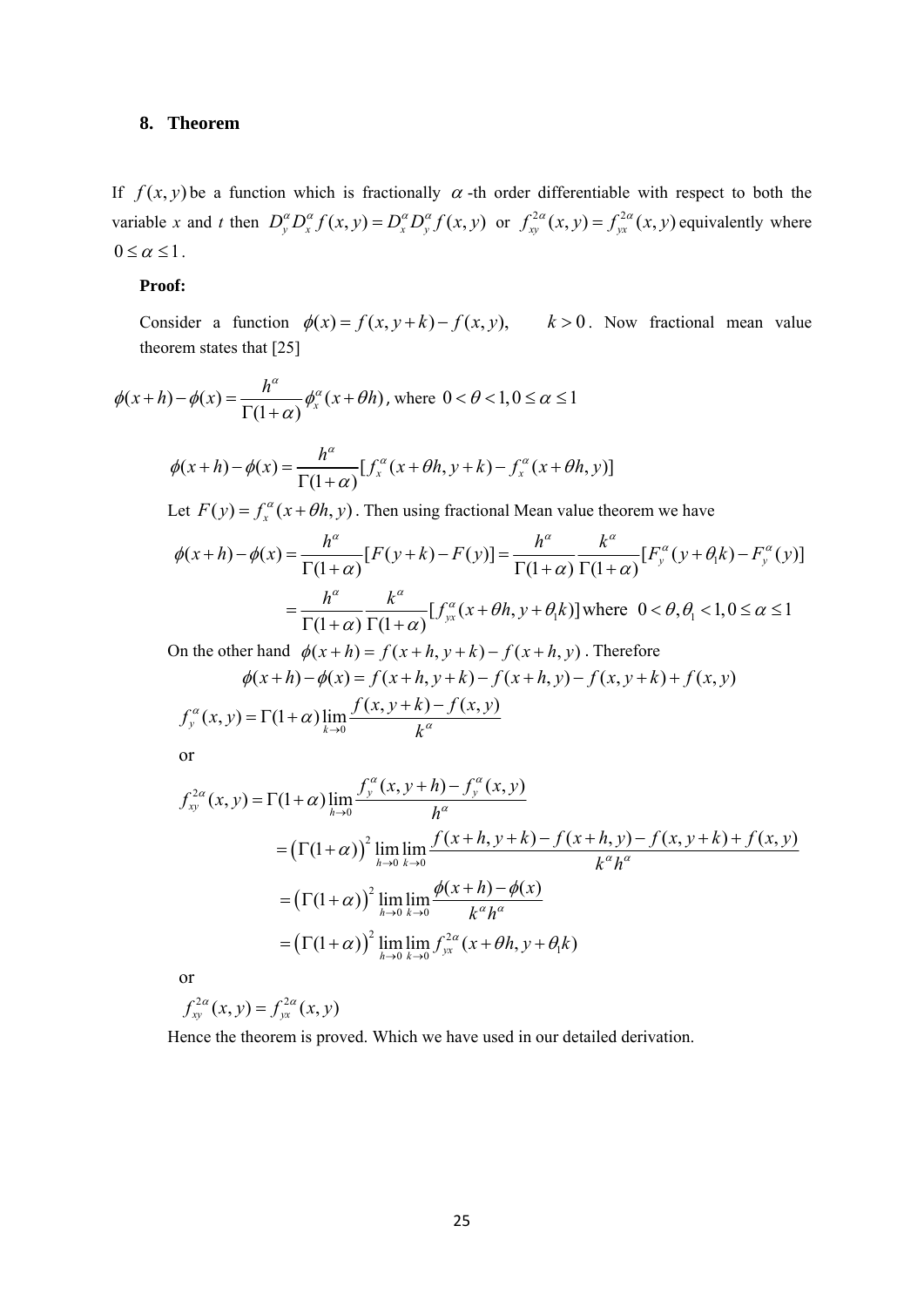## 8. Theorem

If $f(x,y)$ be a function which is fractionally $\alpha$-th order differentiable with respect to both the variable *x* and *t* then $D_y^\alpha D_x^\alpha f(x,y) = D_x^\alpha D_y^\alpha f(x,y)$ or $f_{xy}^{2\alpha}(x,y) = f_{yx}^{2\alpha}(x,y)$ equivalently where $0 \le \alpha \le 1$.

**Proof:**

Consider a function $\phi(x) = f(x, y+k) - f(x,y), \qquad k > 0$. Now fractional mean value theorem states that [25]

$$\phi(x+h) - \phi(x) = \frac{h^\alpha}{\Gamma(1+\alpha)}\phi_x^\alpha(x+\theta h), \text{ where } 0 < \theta < 1, 0 \le \alpha \le 1$$

$$\phi(x+h) - \phi(x) = \frac{h^\alpha}{\Gamma(1+\alpha)}[f_x^\alpha(x+\theta h, y+k) - f_x^\alpha(x+\theta h, y)]$$

Let $F(y) = f_x^\alpha(x+\theta h, y)$. Then using fractional Mean value theorem we have

$$\phi(x+h) - \phi(x) = \frac{h^\alpha}{\Gamma(1+\alpha)}[F(y+k) - F(y)] = \frac{h^\alpha}{\Gamma(1+\alpha)}\frac{k^\alpha}{\Gamma(1+\alpha)}[F_y^\alpha(y+\theta_1 k) - F_y^\alpha(y)]$$

$$= \frac{h^\alpha}{\Gamma(1+\alpha)}\frac{k^\alpha}{\Gamma(1+\alpha)}[f_{yx}^\alpha(x+\theta h, y+\theta_1 k)] \text{ where } 0 < \theta, \theta_1 < 1, 0 \le \alpha \le 1$$

On the other hand $\phi(x+h) = f(x+h, y+k) - f(x+h, y)$. Therefore

$$\phi(x+h) - \phi(x) = f(x+h, y+k) - f(x+h, y) - f(x, y+k) + f(x,y)$$

$$f_y^\alpha(x,y) = \Gamma(1+\alpha)\lim_{k\to 0}\frac{f(x,y+k) - f(x,y)}{k^\alpha}$$

or

$$f_{xy}^{2\alpha}(x,y) = \Gamma(1+\alpha)\lim_{h\to 0}\frac{f_y^\alpha(x,y+h) - f_y^\alpha(x,y)}{h^\alpha}$$

$$= \left(\Gamma(1+\alpha)\right)^2 \lim_{h\to 0}\lim_{k\to 0}\frac{f(x+h,y+k) - f(x+h,y) - f(x,y+k) + f(x,y)}{k^\alpha h^\alpha}$$

$$= \left(\Gamma(1+\alpha)\right)^2 \lim_{h\to 0}\lim_{k\to 0}\frac{\phi(x+h) - \phi(x)}{k^\alpha h^\alpha}$$

$$= \left(\Gamma(1+\alpha)\right)^2 \lim_{h\to 0}\lim_{k\to 0} f_{yx}^{2\alpha}(x+\theta h, y+\theta_1 k)$$

or

$$f_{xy}^{2\alpha}(x,y) = f_{yx}^{2\alpha}(x,y)$$

Hence the theorem is proved. Which we have used in our detailed derivation.